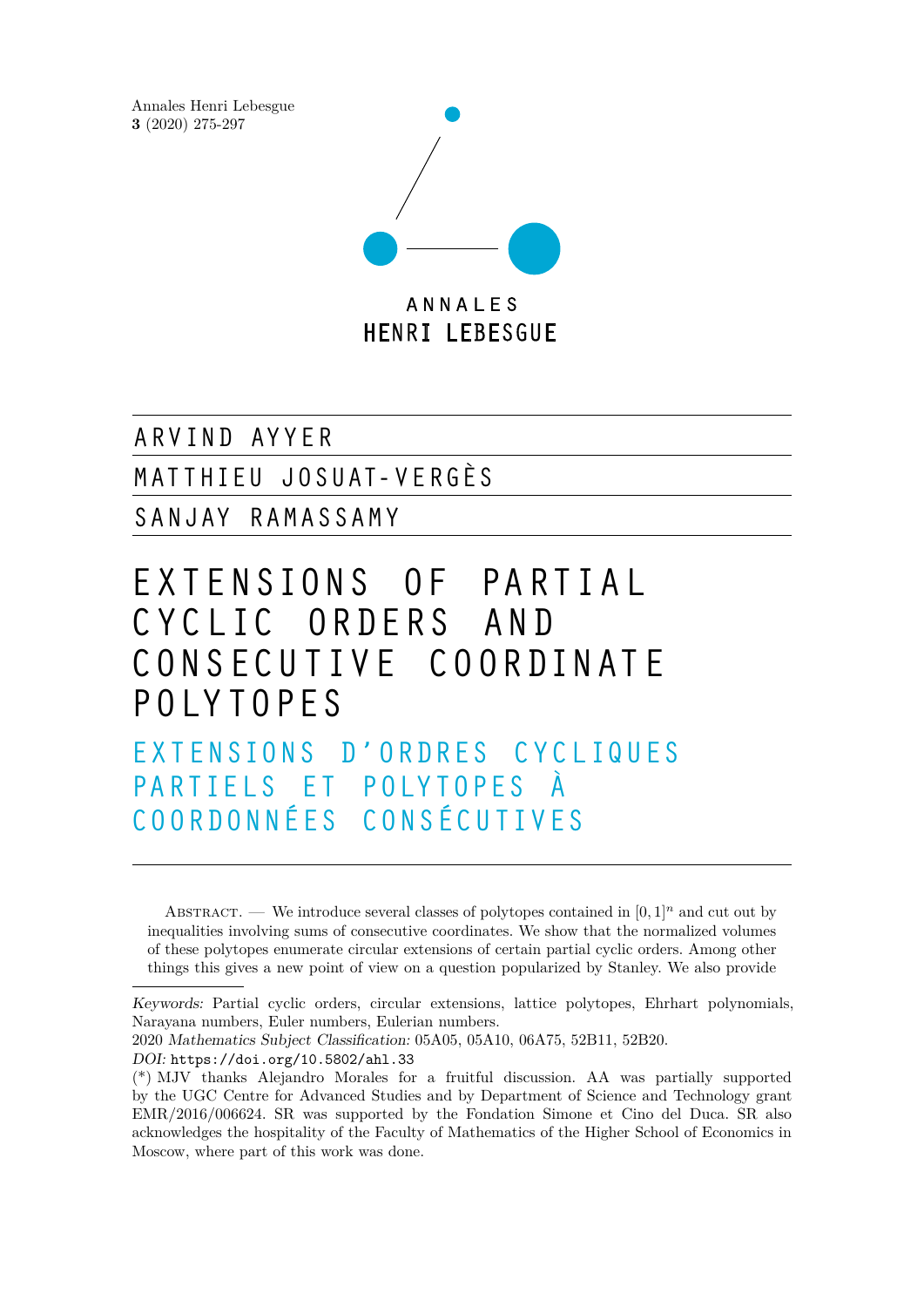Annales Henri Lebesgue
**3** (2020) 275-297

ANNALES
HENRI LEBESGUE

ARVIND AYYER

MATTHIEU JOSUAT-VERGÈS

SANJAY RAMASSAMY

# EXTENSIONS OF PARTIAL CYCLIC ORDERS AND CONSECUTIVE COORDINATE POLYTOPES

## EXTENSIONS D'ORDRES CYCLIQUES PARTIELS ET POLYTOPES À COORDONNÉES CONSÉCUTIVES

Abstract. — We introduce several classes of polytopes contained in $[0,1]^n$ and cut out by inequalities involving sums of consecutive coordinates. We show that the normalized volumes of these polytopes enumerate circular extensions of certain partial cyclic orders. Among other things this gives a new point of view on a question popularized by Stanley. We also provide

*Keywords:* Partial cyclic orders, circular extensions, lattice polytopes, Ehrhart polynomials, Narayana numbers, Euler numbers, Eulerian numbers.

2020 *Mathematics Subject Classification:* 05A05, 05A10, 06A75, 52B11, 52B20.

*DOI:* https://doi.org/10.5802/ahl.33

(\*) MJV thanks Alejandro Morales for a fruitful discussion. AA was partially supported by the UGC Centre for Advanced Studies and by Department of Science and Technology grant EMR/2016/006624. SR was supported by the Fondation Simone et Cino del Duca. SR also acknowledges the hospitality of the Faculty of Mathematics of the Higher School of Economics in Moscow, where part of this work was done.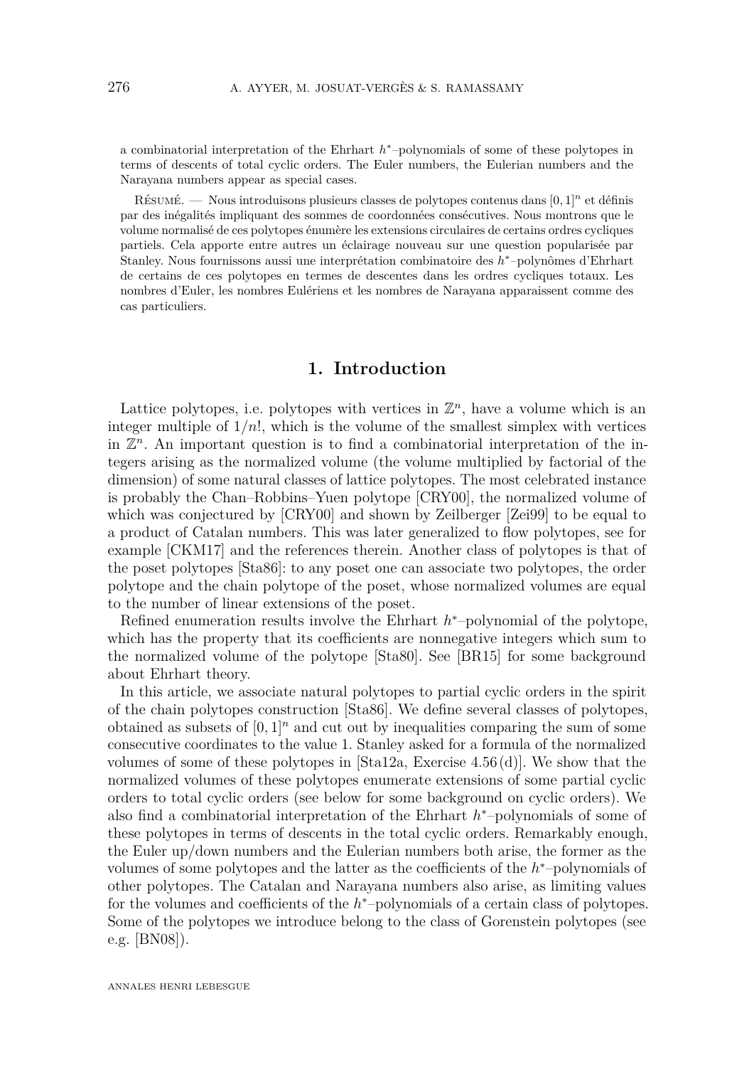a combinatorial interpretation of the Ehrhart $h^*$–polynomials of some of these polytopes in terms of descents of total cyclic orders. The Euler numbers, the Eulerian numbers and the Narayana numbers appear as special cases.

Résumé. — Nous introduisons plusieurs classes de polytopes contenus dans $[0,1]^n$ et définis par des inégalités impliquant des sommes de coordonnées consécutives. Nous montrons que le volume normalisé de ces polytopes énumère les extensions circulaires de certains ordres cycliques partiels. Cela apporte entre autres un éclairage nouveau sur une question popularisée par Stanley. Nous fournissons aussi une interprétation combinatoire des $h^*$–polynômes d'Ehrhart de certains de ces polytopes en termes de descentes dans les ordres cycliques totaux. Les nombres d'Euler, les nombres Eulériens et les nombres de Narayana apparaissent comme des cas particuliers.

## 1. Introduction

Lattice polytopes, i.e. polytopes with vertices in $\mathbb{Z}^n$, have a volume which is an integer multiple of $1/n!$, which is the volume of the smallest simplex with vertices in $\mathbb{Z}^n$. An important question is to find a combinatorial interpretation of the integers arising as the normalized volume (the volume multiplied by factorial of the dimension) of some natural classes of lattice polytopes. The most celebrated instance is probably the Chan–Robbins–Yuen polytope [CRY00], the normalized volume of which was conjectured by [CRY00] and shown by Zeilberger [Zei99] to be equal to a product of Catalan numbers. This was later generalized to flow polytopes, see for example [CKM17] and the references therein. Another class of polytopes is that of the poset polytopes [Sta86]: to any poset one can associate two polytopes, the order polytope and the chain polytope of the poset, whose normalized volumes are equal to the number of linear extensions of the poset.

Refined enumeration results involve the Ehrhart $h^*$–polynomial of the polytope, which has the property that its coefficients are nonnegative integers which sum to the normalized volume of the polytope [Sta80]. See [BR15] for some background about Ehrhart theory.

In this article, we associate natural polytopes to partial cyclic orders in the spirit of the chain polytopes construction [Sta86]. We define several classes of polytopes, obtained as subsets of $[0,1]^n$ and cut out by inequalities comparing the sum of some consecutive coordinates to the value 1. Stanley asked for a formula of the normalized volumes of some of these polytopes in [Sta12a, Exercise 4.56 (d)]. We show that the normalized volumes of these polytopes enumerate extensions of some partial cyclic orders to total cyclic orders (see below for some background on cyclic orders). We also find a combinatorial interpretation of the Ehrhart $h^*$–polynomials of some of these polytopes in terms of descents in the total cyclic orders. Remarkably enough, the Euler up/down numbers and the Eulerian numbers both arise, the former as the volumes of some polytopes and the latter as the coefficients of the $h^*$–polynomials of other polytopes. The Catalan and Narayana numbers also arise, as limiting values for the volumes and coefficients of the $h^*$–polynomials of a certain class of polytopes. Some of the polytopes we introduce belong to the class of Gorenstein polytopes (see e.g. [BN08]).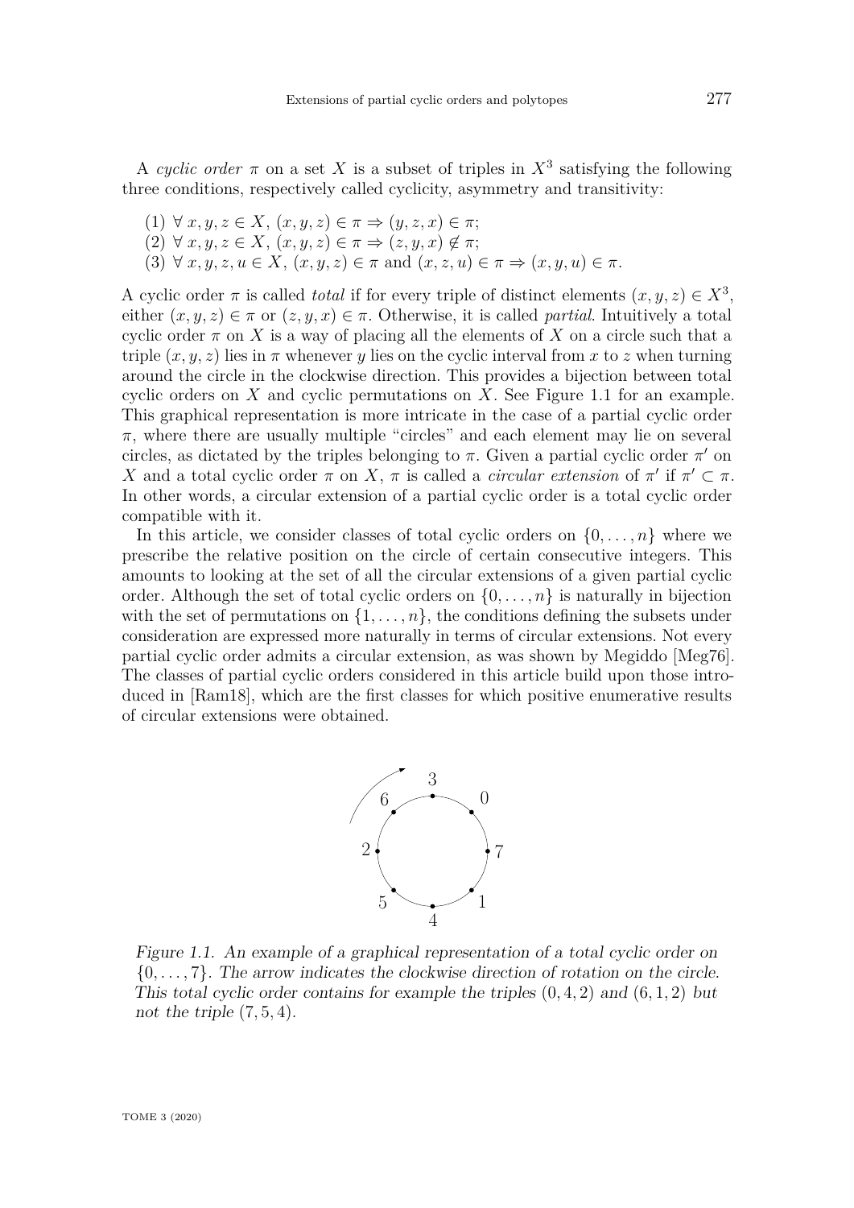A *cyclic order* $\pi$ on a set $X$ is a subset of triples in $X^3$ satisfying the following three conditions, respectively called cyclicity, asymmetry and transitivity:

(1) $\forall\, x, y, z \in X,\ (x, y, z) \in \pi \Rightarrow (y, z, x) \in \pi$;
(2) $\forall\, x, y, z \in X,\ (x, y, z) \in \pi \Rightarrow (z, y, x) \notin \pi$;
(3) $\forall\, x, y, z, u \in X,\ (x, y, z) \in \pi$ and $(x, z, u) \in \pi \Rightarrow (x, y, u) \in \pi$.

A cyclic order $\pi$ is called *total* if for every triple of distinct elements $(x, y, z) \in X^3$, either $(x, y, z) \in \pi$ or $(z, y, x) \in \pi$. Otherwise, it is called *partial*. Intuitively a total cyclic order $\pi$ on $X$ is a way of placing all the elements of $X$ on a circle such that a triple $(x, y, z)$ lies in $\pi$ whenever $y$ lies on the cyclic interval from $x$ to $z$ when turning around the circle in the clockwise direction. This provides a bijection between total cyclic orders on $X$ and cyclic permutations on $X$. See Figure 1.1 for an example. This graphical representation is more intricate in the case of a partial cyclic order $\pi$, where there are usually multiple "circles" and each element may lie on several circles, as dictated by the triples belonging to $\pi$. Given a partial cyclic order $\pi'$ on $X$ and a total cyclic order $\pi$ on $X$, $\pi$ is called a *circular extension* of $\pi'$ if $\pi' \subset \pi$. In other words, a circular extension of a partial cyclic order is a total cyclic order compatible with it.

In this article, we consider classes of total cyclic orders on $\{0, \dots, n\}$ where we prescribe the relative position on the circle of certain consecutive integers. This amounts to looking at the set of all the circular extensions of a given partial cyclic order. Although the set of total cyclic orders on $\{0, \dots, n\}$ is naturally in bijection with the set of permutations on $\{1, \dots, n\}$, the conditions defining the subsets under consideration are expressed more naturally in terms of circular extensions. Not every partial cyclic order admits a circular extension, as was shown by Megiddo [Meg76]. The classes of partial cyclic orders considered in this article build upon those introduced in [Ram18], which are the first classes for which positive enumerative results of circular extensions were obtained.

*Figure 1.1. An example of a graphical representation of a total cyclic order on $\{0, \dots, 7\}$. The arrow indicates the clockwise direction of rotation on the circle. This total cyclic order contains for example the triples $(0, 4, 2)$ and $(6, 1, 2)$ but not the triple $(7, 5, 4)$.*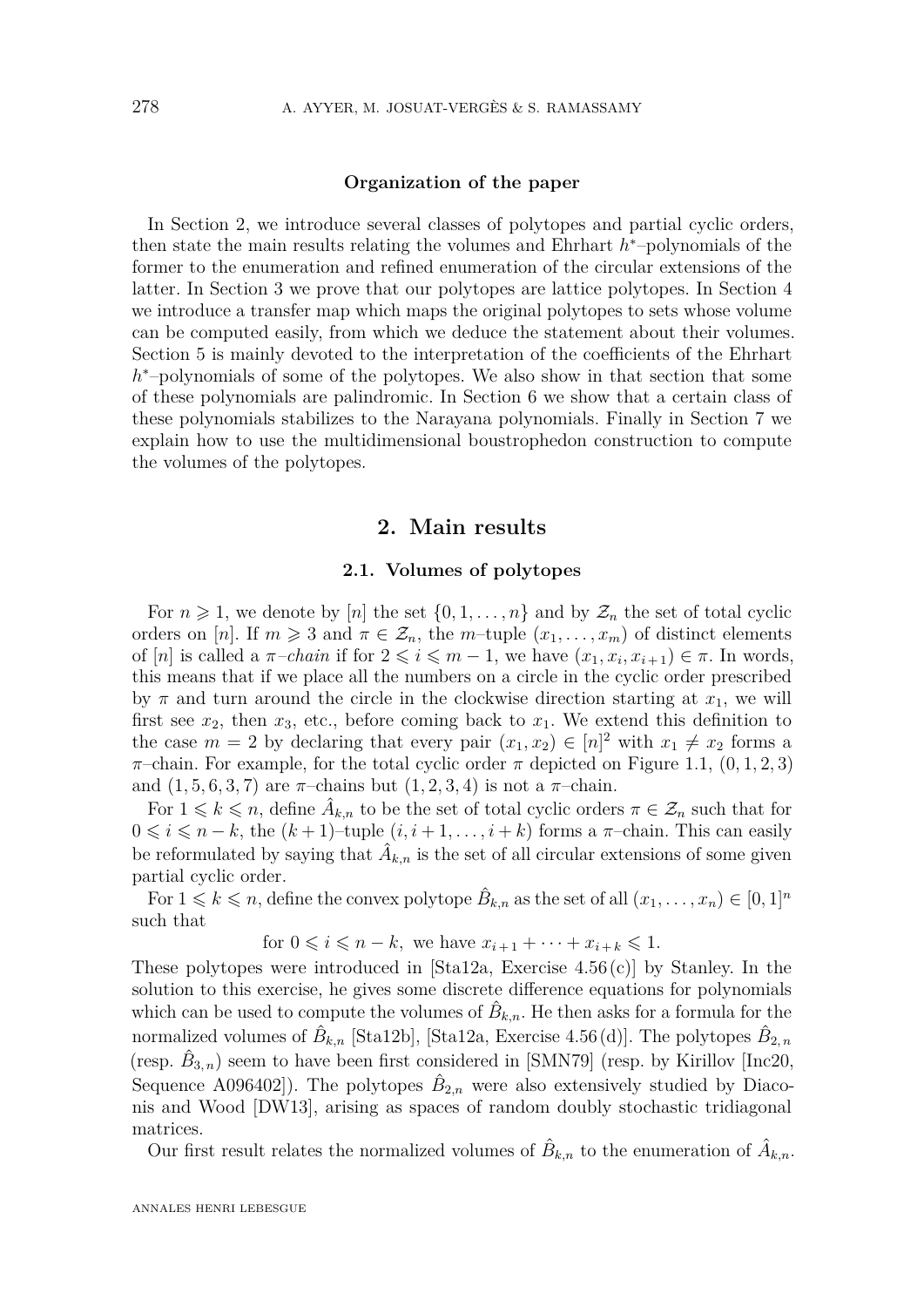#### Organization of the paper

In Section 2, we introduce several classes of polytopes and partial cyclic orders, then state the main results relating the volumes and Ehrhart $h^*$–polynomials of the former to the enumeration and refined enumeration of the circular extensions of the latter. In Section 3 we prove that our polytopes are lattice polytopes. In Section 4 we introduce a transfer map which maps the original polytopes to sets whose volume can be computed easily, from which we deduce the statement about their volumes. Section 5 is mainly devoted to the interpretation of the coefficients of the Ehrhart $h^*$–polynomials of some of the polytopes. We also show in that section that some of these polynomials are palindromic. In Section 6 we show that a certain class of these polynomials stabilizes to the Narayana polynomials. Finally in Section 7 we explain how to use the multidimensional boustrophedon construction to compute the volumes of the polytopes.

## 2. Main results

### 2.1. Volumes of polytopes

For $n \geqslant 1$, we denote by $[n]$ the set $\{0, 1, \ldots, n\}$ and by $\mathcal{Z}_n$ the set of total cyclic orders on $[n]$. If $m \geqslant 3$ and $\pi \in \mathcal{Z}_n$, the $m$–tuple $(x_1, \ldots, x_m)$ of distinct elements of $[n]$ is called a $\pi$–*chain* if for $2 \leqslant i \leqslant m-1$, we have $(x_1, x_i, x_{i+1}) \in \pi$. In words, this means that if we place all the numbers on a circle in the cyclic order prescribed by $\pi$ and turn around the circle in the clockwise direction starting at $x_1$, we will first see $x_2$, then $x_3$, etc., before coming back to $x_1$. We extend this definition to the case $m = 2$ by declaring that every pair $(x_1, x_2) \in [n]^2$ with $x_1 \neq x_2$ forms a $\pi$–chain. For example, for the total cyclic order $\pi$ depicted on Figure 1.1, $(0, 1, 2, 3)$ and $(1, 5, 6, 3, 7)$ are $\pi$–chains but $(1, 2, 3, 4)$ is not a $\pi$–chain.

For $1 \leqslant k \leqslant n$, define $\hat{A}_{k,n}$ to be the set of total cyclic orders $\pi \in \mathcal{Z}_n$ such that for $0 \leqslant i \leqslant n-k$, the $(k+1)$–tuple $(i, i+1, \ldots, i+k)$ forms a $\pi$–chain. This can easily be reformulated by saying that $\hat{A}_{k,n}$ is the set of all circular extensions of some given partial cyclic order.

For $1 \leqslant k \leqslant n$, define the convex polytope $\hat{B}_{k,n}$ as the set of all $(x_1, \ldots, x_n) \in [0,1]^n$ such that

$$\text{for } 0 \leqslant i \leqslant n-k, \text{ we have } x_{i+1} + \cdots + x_{i+k} \leqslant 1.$$

These polytopes were introduced in [Sta12a, Exercise 4.56 (c)] by Stanley. In the solution to this exercise, he gives some discrete difference equations for polynomials which can be used to compute the volumes of $\hat{B}_{k,n}$. He then asks for a formula for the normalized volumes of $\hat{B}_{k,n}$ [Sta12b], [Sta12a, Exercise 4.56 (d)]. The polytopes $\hat{B}_{2,n}$ (resp. $\hat{B}_{3,n}$) seem to have been first considered in [SMN79] (resp. by Kirillov [Inc20, Sequence A096402]). The polytopes $\hat{B}_{2,n}$ were also extensively studied by Diaconis and Wood [DW13], arising as spaces of random doubly stochastic tridiagonal matrices.

Our first result relates the normalized volumes of $\hat{B}_{k,n}$ to the enumeration of $\hat{A}_{k,n}$.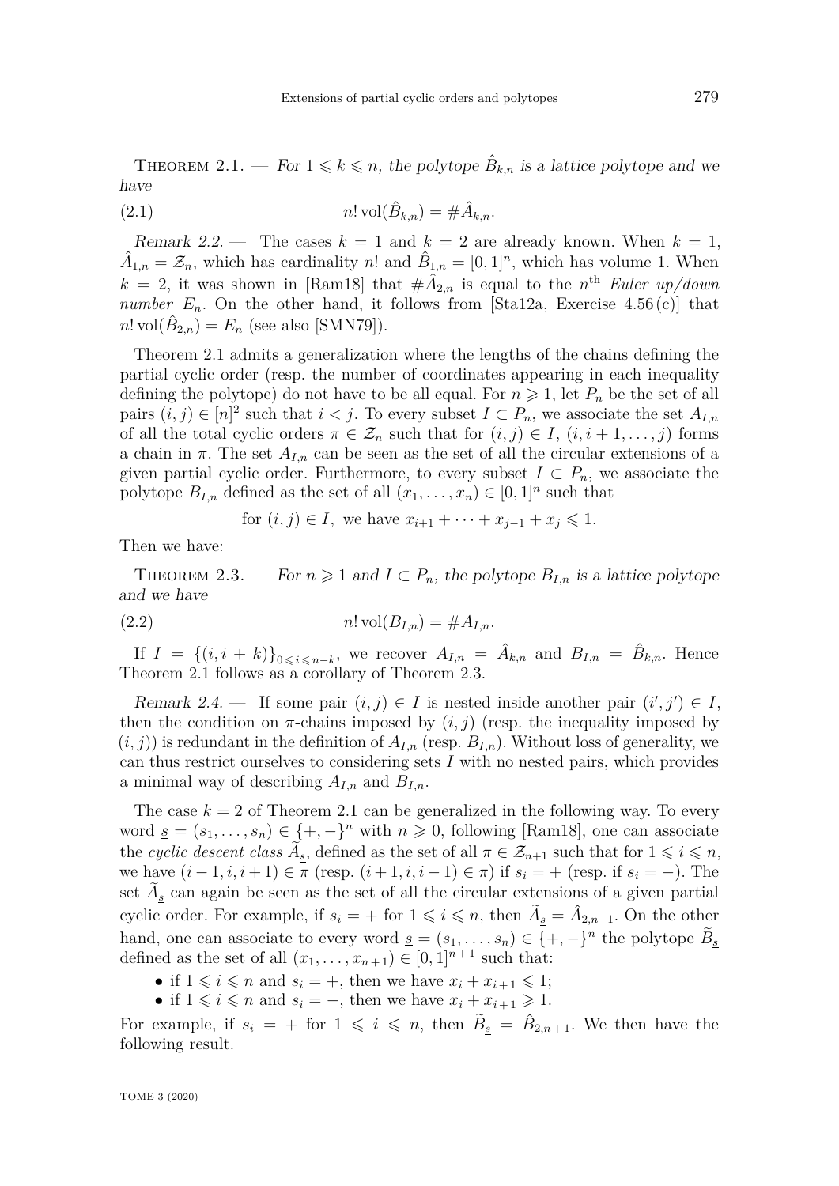**Theorem 2.1.** — *For $1 \leqslant k \leqslant n$, the polytope $\hat{B}_{k,n}$ is a lattice polytope and we have*

$$n! \operatorname{vol}(\hat{B}_{k,n}) = \#\hat{A}_{k,n}. \tag{2.1}$$

*Remark 2.2.* — The cases $k = 1$ and $k = 2$ are already known. When $k = 1$, $\hat{A}_{1,n} = \mathcal{Z}_n$, which has cardinality $n!$ and $\hat{B}_{1,n} = [0,1]^n$, which has volume 1. When $k = 2$, it was shown in [Ram18] that $\#\hat{A}_{2,n}$ is equal to the $n^{\text{th}}$ *Euler up/down number* $E_n$. On the other hand, it follows from [Sta12a, Exercise 4.56 (c)] that $n! \operatorname{vol}(\hat{B}_{2,n}) = E_n$ (see also [SMN79]).

Theorem 2.1 admits a generalization where the lengths of the chains defining the partial cyclic order (resp. the number of coordinates appearing in each inequality defining the polytope) do not have to be all equal. For $n \geqslant 1$, let $P_n$ be the set of all pairs $(i,j) \in [n]^2$ such that $i < j$. To every subset $I \subset P_n$, we associate the set $A_{I,n}$ of all the total cyclic orders $\pi \in \mathcal{Z}_n$ such that for $(i,j) \in I$, $(i, i+1, \dots, j)$ forms a chain in $\pi$. The set $A_{I,n}$ can be seen as the set of all the circular extensions of a given partial cyclic order. Furthermore, to every subset $I \subset P_n$, we associate the polytope $B_{I,n}$ defined as the set of all $(x_1, \dots, x_n) \in [0,1]^n$ such that

$$\text{for } (i,j) \in I, \text{ we have } x_{i+1} + \cdots + x_{j-1} + x_j \leqslant 1.$$

Then we have:

**Theorem 2.3.** — *For $n \geqslant 1$ and $I \subset P_n$, the polytope $B_{I,n}$ is a lattice polytope and we have*

$$n! \operatorname{vol}(B_{I,n}) = \#A_{I,n}. \tag{2.2}$$

If $I = \{(i, i+k)\}_{0 \leqslant i \leqslant n-k}$, we recover $A_{I,n} = \hat{A}_{k,n}$ and $B_{I,n} = \hat{B}_{k,n}$. Hence Theorem 2.1 follows as a corollary of Theorem 2.3.

*Remark 2.4.* — If some pair $(i,j) \in I$ is nested inside another pair $(i',j') \in I$, then the condition on $\pi$-chains imposed by $(i,j)$ (resp. the inequality imposed by $(i,j)$) is redundant in the definition of $A_{I,n}$ (resp. $B_{I,n}$). Without loss of generality, we can thus restrict ourselves to considering sets $I$ with no nested pairs, which provides a minimal way of describing $A_{I,n}$ and $B_{I,n}$.

The case $k = 2$ of Theorem 2.1 can be generalized in the following way. To every word $\underline{s} = (s_1, \dots, s_n) \in \{+,-\}^n$ with $n \geqslant 0$, following [Ram18], one can associate the *cyclic descent class* $\widetilde{A}_{\underline{s}}$, defined as the set of all $\pi \in \mathcal{Z}_{n+1}$ such that for $1 \leqslant i \leqslant n$, we have $(i-1, i, i+1) \in \pi$ (resp. $(i+1, i, i-1) \in \pi$) if $s_i = +$ (resp. if $s_i = -$). The set $\widetilde{A}_{\underline{s}}$ can again be seen as the set of all the circular extensions of a given partial cyclic order. For example, if $s_i = +$ for $1 \leqslant i \leqslant n$, then $\widetilde{A}_{\underline{s}} = \hat{A}_{2,n+1}$. On the other hand, one can associate to every word $\underline{s} = (s_1, \dots, s_n) \in \{+,-\}^n$ the polytope $\widetilde{B}_{\underline{s}}$ defined as the set of all $(x_1, \dots, x_{n+1}) \in [0,1]^{n+1}$ such that:

- if $1 \leqslant i \leqslant n$ and $s_i = +$, then we have $x_i + x_{i+1} \leqslant 1$;
- if $1 \leqslant i \leqslant n$ and $s_i = -$, then we have $x_i + x_{i+1} \geqslant 1$.

For example, if $s_i = +$ for $1 \leqslant i \leqslant n$, then $\widetilde{B}_{\underline{s}} = \hat{B}_{2,n+1}$. We then have the following result.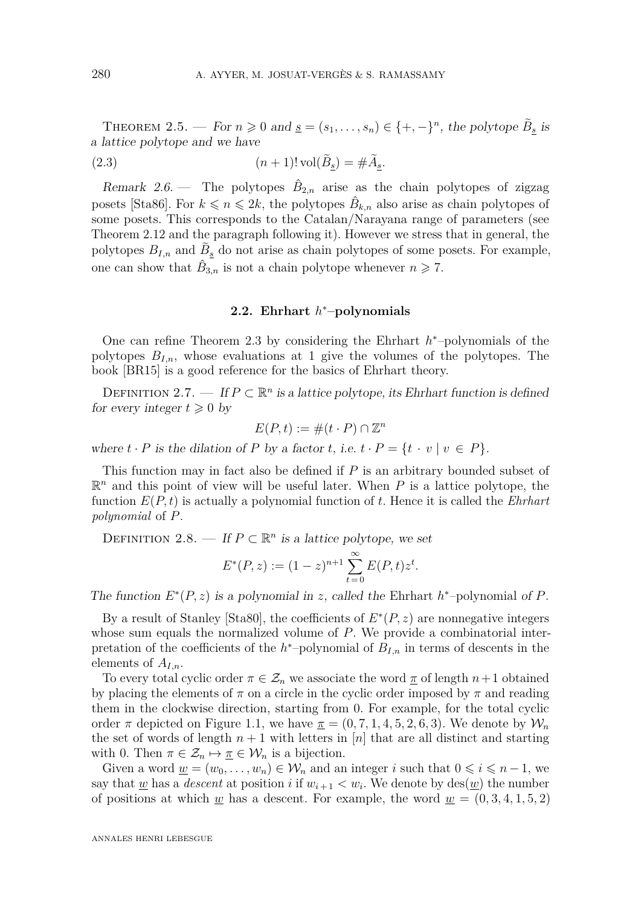Theorem 2.5. — *For $n \geqslant 0$ and $\underline{s} = (s_1, \dots, s_n) \in \{+, -\}^n$, the polytope $\widetilde{B}_{\underline{s}}$ is a lattice polytope and we have*

$$(n+1)! \operatorname{vol}(\widetilde{B}_{\underline{s}}) = \# \widetilde{A}_{\underline{s}}. \tag{2.3}$$

*Remark 2.6.* — The polytopes $\hat{B}_{2,n}$ arise as the chain polytopes of zigzag posets [Sta86]. For $k \leqslant n \leqslant 2k$, the polytopes $\hat{B}_{k,n}$ also arise as chain polytopes of some posets. This corresponds to the Catalan/Narayana range of parameters (see Theorem 2.12 and the paragraph following it). However we stress that in general, the polytopes $B_{I,n}$ and $\widetilde{B}_{\underline{s}}$ do not arise as chain polytopes of some posets. For example, one can show that $\hat{B}_{3,n}$ is not a chain polytope whenever $n \geqslant 7$.

## 2.2. Ehrhart $h^*$–polynomials

One can refine Theorem 2.3 by considering the Ehrhart $h^*$–polynomials of the polytopes $B_{I,n}$, whose evaluations at 1 give the volumes of the polytopes. The book [BR15] is a good reference for the basics of Ehrhart theory.

Definition 2.7. — *If $P \subset \mathbb{R}^n$ is a lattice polytope, its Ehrhart function is defined for every integer $t \geqslant 0$ by*

$$E(P, t) := \#(t \cdot P) \cap \mathbb{Z}^n$$

*where $t \cdot P$ is the dilation of $P$ by a factor $t$, i.e. $t \cdot P = \{t \cdot v \mid v \in P\}$.*

This function may in fact also be defined if $P$ is an arbitrary bounded subset of $\mathbb{R}^n$ and this point of view will be useful later. When $P$ is a lattice polytope, the function $E(P, t)$ is actually a polynomial function of $t$. Hence it is called the *Ehrhart polynomial* of $P$.

Definition 2.8. — *If $P \subset \mathbb{R}^n$ is a lattice polytope, we set*

$$E^*(P, z) := (1-z)^{n+1} \sum_{t=0}^{\infty} E(P, t) z^t.$$

*The function $E^*(P, z)$ is a polynomial in $z$, called the* Ehrhart $h^*$–polynomial *of $P$.*

By a result of Stanley [Sta80], the coefficients of $E^*(P, z)$ are nonnegative integers whose sum equals the normalized volume of $P$. We provide a combinatorial interpretation of the coefficients of the $h^*$–polynomial of $B_{I,n}$ in terms of descents in the elements of $A_{I,n}$.

To every total cyclic order $\pi \in \mathcal{Z}_n$ we associate the word $\underline{\pi}$ of length $n+1$ obtained by placing the elements of $\pi$ on a circle in the cyclic order imposed by $\pi$ and reading them in the clockwise direction, starting from 0. For example, for the total cyclic order $\pi$ depicted on Figure 1.1, we have $\underline{\pi} = (0, 7, 1, 4, 5, 2, 6, 3)$. We denote by $\mathcal{W}_n$ the set of words of length $n+1$ with letters in $[n]$ that are all distinct and starting with 0. Then $\pi \in \mathcal{Z}_n \mapsto \underline{\pi} \in \mathcal{W}_n$ is a bijection.

Given a word $\underline{w} = (w_0, \dots, w_n) \in \mathcal{W}_n$ and an integer $i$ such that $0 \leqslant i \leqslant n-1$, we say that $\underline{w}$ has a *descent* at position $i$ if $w_{i+1} < w_i$. We denote by $\operatorname{des}(\underline{w})$ the number of positions at which $\underline{w}$ has a descent. For example, the word $\underline{w} = (0, 3, 4, 1, 5, 2)$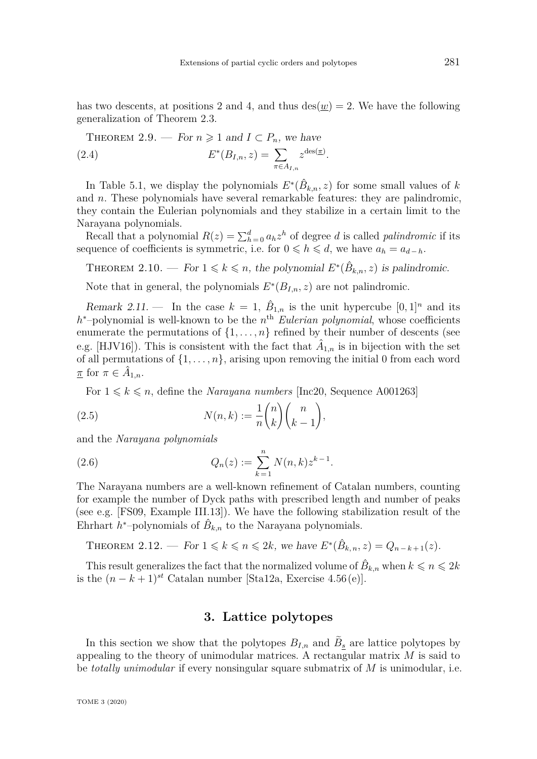has two descents, at positions 2 and 4, and thus $\operatorname{des}(\underline{w}) = 2$. We have the following generalization of Theorem 2.3.

Theorem 2.9. — *For $n \geqslant 1$ and $I \subset P_n$, we have*

$$E^*(B_{I,n}, z) = \sum_{\pi \in A_{I,n}} z^{\operatorname{des}(\underline{\pi})}. \tag{2.4}$$

In Table 5.1, we display the polynomials $E^*(\hat{B}_{k,n}, z)$ for some small values of $k$ and $n$. These polynomials have several remarkable features: they are palindromic, they contain the Eulerian polynomials and they stabilize in a certain limit to the Narayana polynomials.

Recall that a polynomial $R(z) = \sum_{h=0}^{d} a_h z^h$ of degree $d$ is called *palindromic* if its sequence of coefficients is symmetric, i.e. for $0 \leqslant h \leqslant d$, we have $a_h = a_{d-h}$.

Theorem 2.10. — *For $1 \leqslant k \leqslant n$, the polynomial $E^*(\hat{B}_{k,n}, z)$ is palindromic.*

Note that in general, the polynomials $E^*(B_{I,n}, z)$ are not palindromic.

*Remark 2.11.* — In the case $k = 1$, $\hat{B}_{1,n}$ is the unit hypercube $[0,1]^n$ and its $h^*$–polynomial is well-known to be the $n^{\text{th}}$ *Eulerian polynomial*, whose coefficients enumerate the permutations of $\{1, \dots, n\}$ refined by their number of descents (see e.g. [HJV16]). This is consistent with the fact that $\hat{A}_{1,n}$ is in bijection with the set of all permutations of $\{1, \dots, n\}$, arising upon removing the initial 0 from each word $\underline{\pi}$ for $\pi \in \hat{A}_{1,n}$.

For $1 \leqslant k \leqslant n$, define the *Narayana numbers* [Inc20, Sequence A001263]

$$N(n,k) := \frac{1}{n}\binom{n}{k}\binom{n}{k-1}, \tag{2.5}$$

and the *Narayana polynomials*

$$Q_n(z) := \sum_{k=1}^{n} N(n,k) z^{k-1}. \tag{2.6}$$

The Narayana numbers are a well-known refinement of Catalan numbers, counting for example the number of Dyck paths with prescribed length and number of peaks (see e.g. [FS09, Example III.13]). We have the following stabilization result of the Ehrhart $h^*$–polynomials of $\hat{B}_{k,n}$ to the Narayana polynomials.

Theorem 2.12. — *For $1 \leqslant k \leqslant n \leqslant 2k$, we have $E^*(\hat{B}_{k,n}, z) = Q_{n-k+1}(z)$.*

This result generalizes the fact that the normalized volume of $\hat{B}_{k,n}$ when $k \leqslant n \leqslant 2k$ is the $(n-k+1)^{st}$ Catalan number [Sta12a, Exercise 4.56 (e)].

## 3. Lattice polytopes

In this section we show that the polytopes $B_{I,n}$ and $\widetilde{B}_{\underline{s}}$ are lattice polytopes by appealing to the theory of unimodular matrices. A rectangular matrix $M$ is said to be *totally unimodular* if every nonsingular square submatrix of $M$ is unimodular, i.e.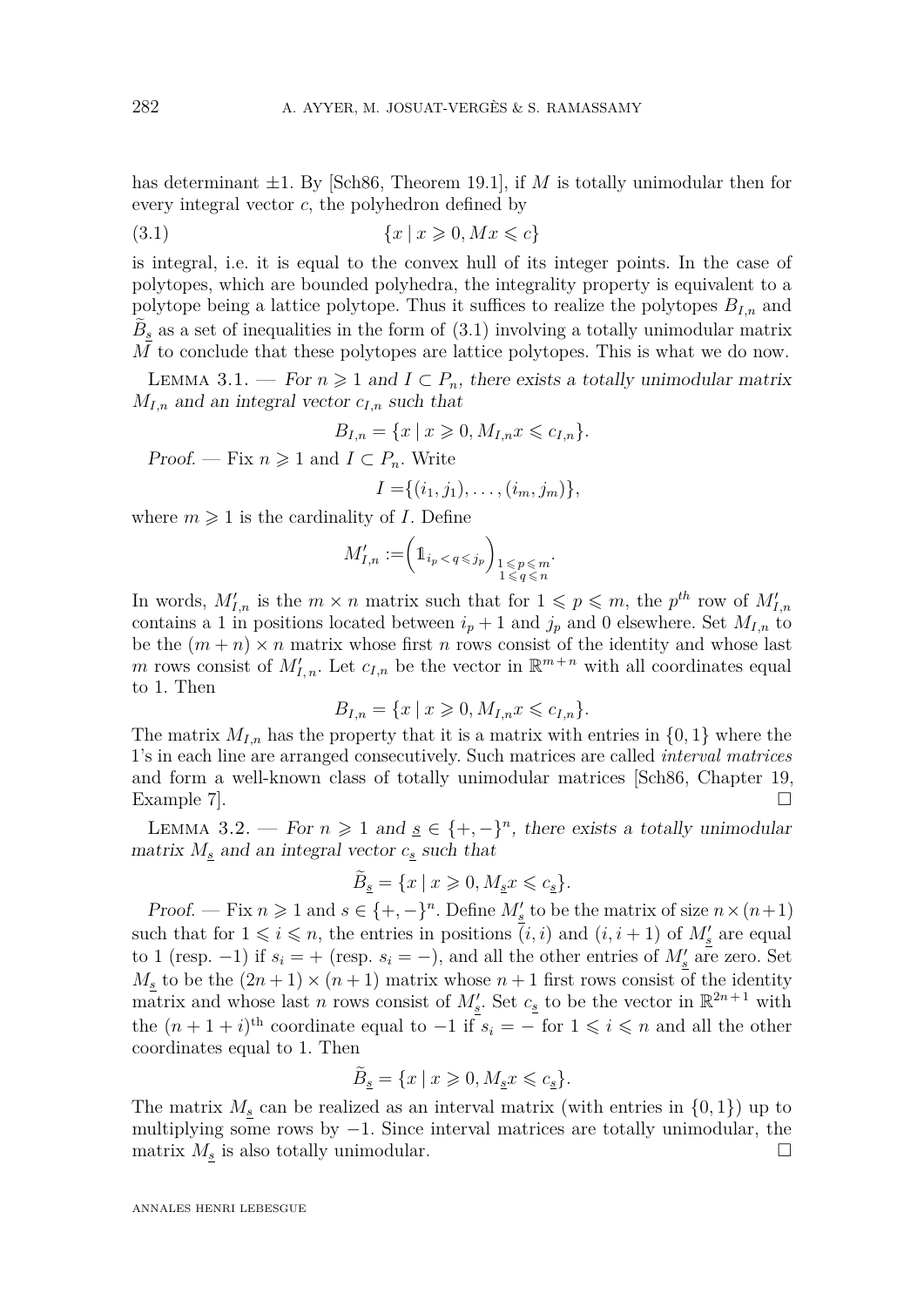has determinant $\pm 1$. By [Sch86, Theorem 19.1], if $M$ is totally unimodular then for every integral vector $c$, the polyhedron defined by

$$\{x \mid x \geqslant 0, Mx \leqslant c\} \tag{3.1}$$

is integral, i.e. it is equal to the convex hull of its integer points. In the case of polytopes, which are bounded polyhedra, the integrality property is equivalent to a polytope being a lattice polytope. Thus it suffices to realize the polytopes $B_{I,n}$ and $\widetilde{B}_{\underline{s}}$ as a set of inequalities in the form of (3.1) involving a totally unimodular matrix $M$ to conclude that these polytopes are lattice polytopes. This is what we do now.

**Lemma 3.1.** — *For $n \geqslant 1$ and $I \subset P_n$, there exists a totally unimodular matrix $M_{I,n}$ and an integral vector $c_{I,n}$ such that*

$$B_{I,n} = \{x \mid x \geqslant 0, M_{I,n}x \leqslant c_{I,n}\}.$$

*Proof.* — Fix $n \geqslant 1$ and $I \subset P_n$. Write

$$I = \{(i_1, j_1), \ldots, (i_m, j_m)\},$$

where $m \geqslant 1$ is the cardinality of $I$. Define

$$M'_{I,n} := \left(\mathbb{1}_{i_p < q \leqslant j_p}\right)_{\substack{1 \leqslant p \leqslant m \\ 1 \leqslant q \leqslant n}}.$$

In words, $M'_{I,n}$ is the $m \times n$ matrix such that for $1 \leqslant p \leqslant m$, the $p^{th}$ row of $M'_{I,n}$ contains a 1 in positions located between $i_p + 1$ and $j_p$ and 0 elsewhere. Set $M_{I,n}$ to be the $(m + n) \times n$ matrix whose first $n$ rows consist of the identity and whose last $m$ rows consist of $M'_{I,n}$. Let $c_{I,n}$ be the vector in $\mathbb{R}^{m+n}$ with all coordinates equal to 1. Then

$$B_{I,n} = \{x \mid x \geqslant 0, M_{I,n}x \leqslant c_{I,n}\}.$$

The matrix $M_{I,n}$ has the property that it is a matrix with entries in $\{0, 1\}$ where the 1's in each line are arranged consecutively. Such matrices are called *interval matrices* and form a well-known class of totally unimodular matrices [Sch86, Chapter 19, Example 7]. $\square$

**Lemma 3.2.** — *For $n \geqslant 1$ and $\underline{s} \in \{+, -\}^n$, there exists a totally unimodular matrix $M_{\underline{s}}$ and an integral vector $c_{\underline{s}}$ such that*

$$\widetilde{B}_{\underline{s}} = \{x \mid x \geqslant 0, M_{\underline{s}}x \leqslant c_{\underline{s}}\}.$$

*Proof.* — Fix $n \geqslant 1$ and $s \in \{+, -\}^n$. Define $M'_{\underline{s}}$ to be the matrix of size $n \times (n+1)$ such that for $1 \leqslant i \leqslant n$, the entries in positions $(i, i)$ and $(i, i + 1)$ of $M'_{\underline{s}}$ are equal to 1 (resp. $-1$) if $s_i = +$ (resp. $s_i = -$), and all the other entries of $M'_{\underline{s}}$ are zero. Set $M_{\underline{s}}$ to be the $(2n + 1) \times (n + 1)$ matrix whose $n + 1$ first rows consist of the identity matrix and whose last $n$ rows consist of $M'_{\underline{s}}$. Set $c_{\underline{s}}$ to be the vector in $\mathbb{R}^{2n+1}$ with the $(n + 1 + i)^{\text{th}}$ coordinate equal to $-1$ if $s_i = -$ for $1 \leqslant i \leqslant n$ and all the other coordinates equal to 1. Then

$$\widetilde{B}_{\underline{s}} = \{x \mid x \geqslant 0, M_{\underline{s}}x \leqslant c_{\underline{s}}\}.$$

The matrix $M_{\underline{s}}$ can be realized as an interval matrix (with entries in $\{0, 1\}$) up to multiplying some rows by $-1$. Since interval matrices are totally unimodular, the matrix $M_{\underline{s}}$ is also totally unimodular. $\square$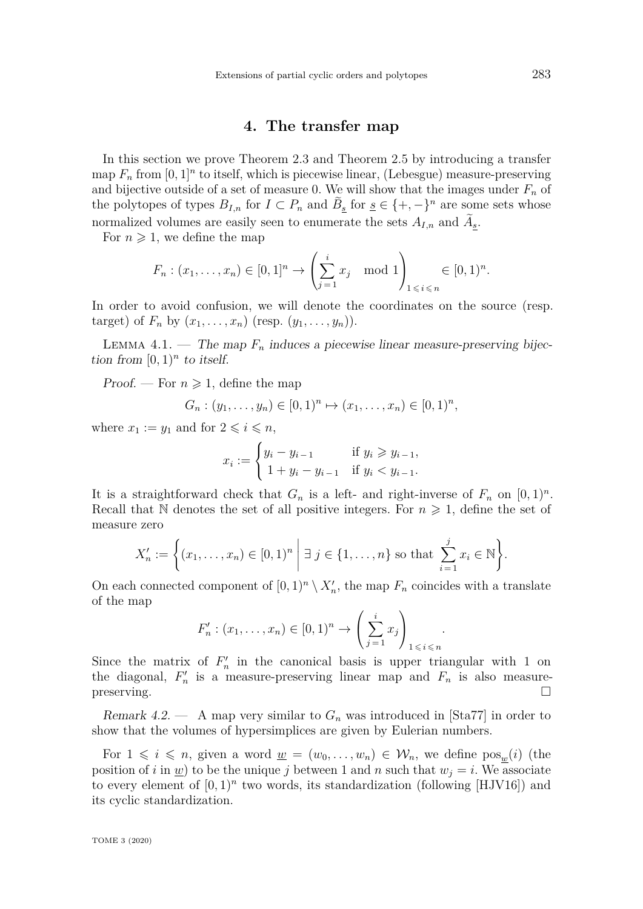## 4. The transfer map

In this section we prove Theorem 2.3 and Theorem 2.5 by introducing a transfer map $F_n$ from $[0,1]^n$ to itself, which is piecewise linear, (Lebesgue) measure-preserving and bijective outside of a set of measure 0. We will show that the images under $F_n$ of the polytopes of types $B_{I,n}$ for $I \subset P_n$ and $\widetilde{B}_{\underline{s}}$ for $\underline{s} \in \{+,-\}^n$ are some sets whose normalized volumes are easily seen to enumerate the sets $A_{I,n}$ and $\widetilde{A}_{\underline{s}}$.

For $n \geqslant 1$, we define the map

$$F_n : (x_1, \dots, x_n) \in [0,1]^n \to \left( \sum_{j=1}^{i} x_j \mod 1 \right)_{1 \leqslant i \leqslant n} \in [0,1)^n.$$

In order to avoid confusion, we will denote the coordinates on the source (resp. target) of $F_n$ by $(x_1, \dots, x_n)$ (resp. $(y_1, \dots, y_n)$).

*Lemma 4.1.* — *The map $F_n$ induces a piecewise linear measure-preserving bijection from $[0,1)^n$ to itself.*

*Proof.* — For $n \geqslant 1$, define the map

$$G_n : (y_1, \dots, y_n) \in [0,1)^n \mapsto (x_1, \dots, x_n) \in [0,1)^n,$$

where $x_1 := y_1$ and for $2 \leqslant i \leqslant n$,

$$x_i := \begin{cases} y_i - y_{i-1} & \text{if } y_i \geqslant y_{i-1}, \\ 1 + y_i - y_{i-1} & \text{if } y_i < y_{i-1}. \end{cases}$$

It is a straightforward check that $G_n$ is a left- and right-inverse of $F_n$ on $[0,1)^n$. Recall that $\mathbb{N}$ denotes the set of all positive integers. For $n \geqslant 1$, define the set of measure zero

$$X'_n := \left\{ (x_1, \dots, x_n) \in [0,1)^n \;\middle|\; \exists\, j \in \{1, \dots, n\} \text{ so that } \sum_{i=1}^{j} x_i \in \mathbb{N} \right\}.$$

On each connected component of $[0,1)^n \setminus X'_n$, the map $F_n$ coincides with a translate of the map

$$F'_n : (x_1, \dots, x_n) \in [0,1)^n \to \left( \sum_{j=1}^{i} x_j \right)_{1 \leqslant i \leqslant n}.$$

Since the matrix of $F'_n$ in the canonical basis is upper triangular with 1 on the diagonal, $F'_n$ is a measure-preserving linear map and $F_n$ is also measure-preserving. $\square$

*Remark 4.2.* — A map very similar to $G_n$ was introduced in [Sta77] in order to show that the volumes of hypersimplices are given by Eulerian numbers.

For $1 \leqslant i \leqslant n$, given a word $\underline{w} = (w_0, \dots, w_n) \in \mathcal{W}_n$, we define $\mathrm{pos}_{\underline{w}}(i)$ (the position of $i$ in $\underline{w}$) to be the unique $j$ between 1 and $n$ such that $w_j = i$. We associate to every element of $[0,1)^n$ two words, its standardization (following [HJV16]) and its cyclic standardization.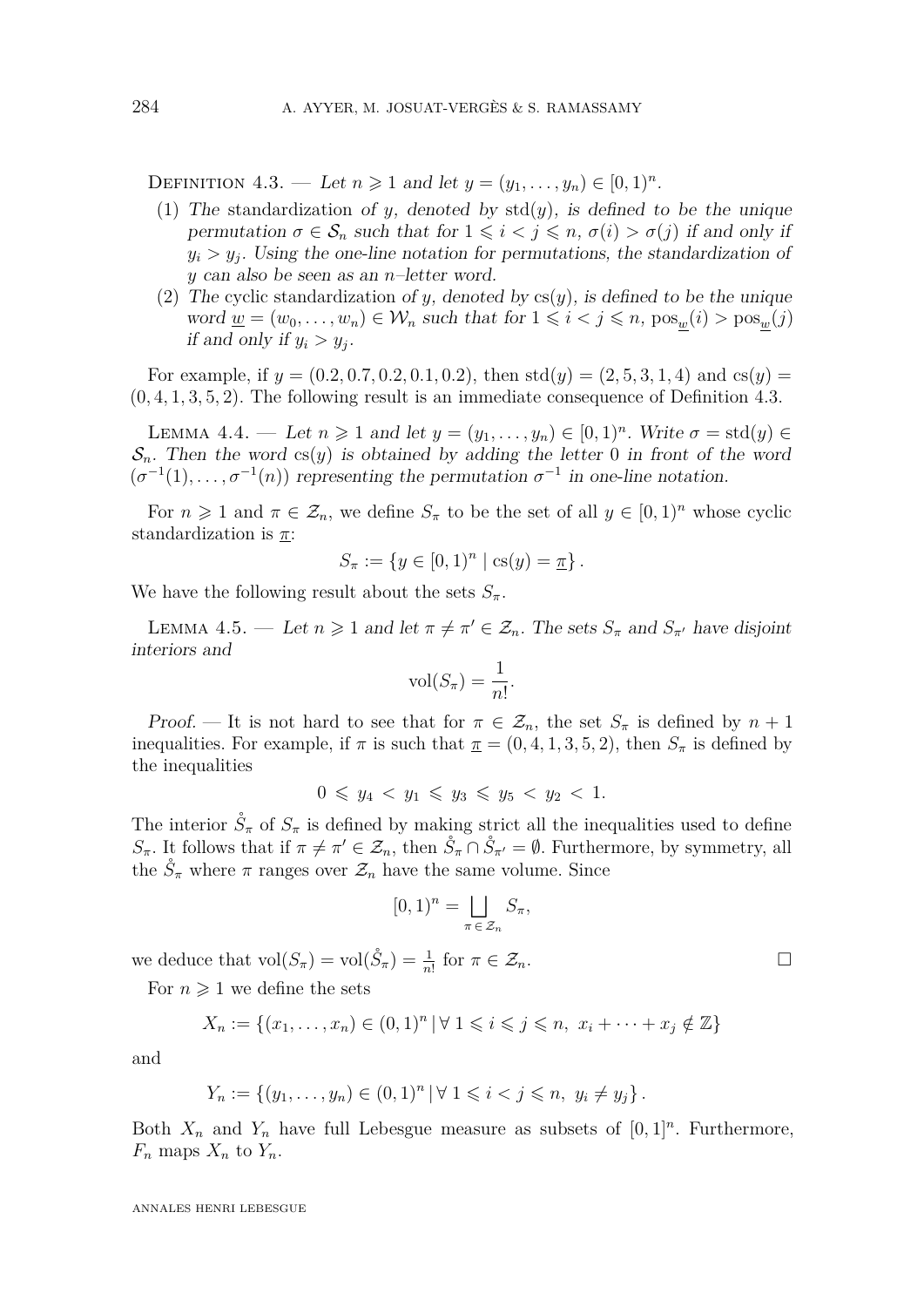Definition 4.3. — *Let $n \geqslant 1$ and let $y = (y_1, \ldots, y_n) \in [0,1)^n$.*

(1) *The* standardization *of $y$, denoted by $\mathrm{std}(y)$, is defined to be the unique permutation $\sigma \in \mathcal{S}_n$ such that for $1 \leqslant i < j \leqslant n$, $\sigma(i) > \sigma(j)$ if and only if $y_i > y_j$. Using the one-line notation for permutations, the standardization of $y$ can also be seen as an $n$–letter word.*
(2) *The* cyclic standardization *of $y$, denoted by $\mathrm{cs}(y)$, is defined to be the unique word $\underline{w} = (w_0, \ldots, w_n) \in \mathcal{W}_n$ such that for $1 \leqslant i < j \leqslant n$, $\mathrm{pos}_{\underline{w}}(i) > \mathrm{pos}_{\underline{w}}(j)$ if and only if $y_i > y_j$.*

For example, if $y = (0.2, 0.7, 0.2, 0.1, 0.2)$, then $\mathrm{std}(y) = (2,5,3,1,4)$ and $\mathrm{cs}(y) = (0,4,1,3,5,2)$. The following result is an immediate consequence of Definition 4.3.

Lemma 4.4. — *Let $n \geqslant 1$ and let $y = (y_1, \ldots, y_n) \in [0,1)^n$. Write $\sigma = \mathrm{std}(y) \in \mathcal{S}_n$. Then the word $\mathrm{cs}(y)$ is obtained by adding the letter $0$ in front of the word $(\sigma^{-1}(1), \ldots, \sigma^{-1}(n))$ representing the permutation $\sigma^{-1}$ in one-line notation.*

For $n \geqslant 1$ and $\pi \in \mathcal{Z}_n$, we define $S_\pi$ to be the set of all $y \in [0,1)^n$ whose cyclic standardization is $\underline{\pi}$:

$$S_\pi := \{y \in [0,1)^n \mid \mathrm{cs}(y) = \underline{\pi}\}.$$

We have the following result about the sets $S_\pi$.

Lemma 4.5. — *Let $n \geqslant 1$ and let $\pi \neq \pi' \in \mathcal{Z}_n$. The sets $S_\pi$ and $S_{\pi'}$ have disjoint interiors and*

$$\mathrm{vol}(S_\pi) = \frac{1}{n!}.$$

*Proof.* — It is not hard to see that for $\pi \in \mathcal{Z}_n$, the set $S_\pi$ is defined by $n+1$ inequalities. For example, if $\pi$ is such that $\underline{\pi} = (0,4,1,3,5,2)$, then $S_\pi$ is defined by the inequalities

$$0 \leqslant y_4 < y_1 \leqslant y_3 \leqslant y_5 < y_2 < 1.$$

The interior $\mathring{S}_\pi$ of $S_\pi$ is defined by making strict all the inequalities used to define $S_\pi$. It follows that if $\pi \neq \pi' \in \mathcal{Z}_n$, then $\mathring{S}_\pi \cap \mathring{S}_{\pi'} = \emptyset$. Furthermore, by symmetry, all the $\mathring{S}_\pi$ where $\pi$ ranges over $\mathcal{Z}_n$ have the same volume. Since

$$[0,1)^n = \bigsqcup_{\pi \in \mathcal{Z}_n} S_\pi,$$

we deduce that $\mathrm{vol}(S_\pi) = \mathrm{vol}(\mathring{S}_\pi) = \frac{1}{n!}$ for $\pi \in \mathcal{Z}_n$. $\square$

For $n \geqslant 1$ we define the sets

$$X_n := \{(x_1, \ldots, x_n) \in (0,1)^n \mid \forall\, 1 \leqslant i \leqslant j \leqslant n,\ x_i + \cdots + x_j \notin \mathbb{Z}\}$$

and

$$Y_n := \{(y_1, \ldots, y_n) \in (0,1)^n \mid \forall\, 1 \leqslant i < j \leqslant n,\ y_i \neq y_j\}.$$

Both $X_n$ and $Y_n$ have full Lebesgue measure as subsets of $[0,1]^n$. Furthermore, $F_n$ maps $X_n$ to $Y_n$.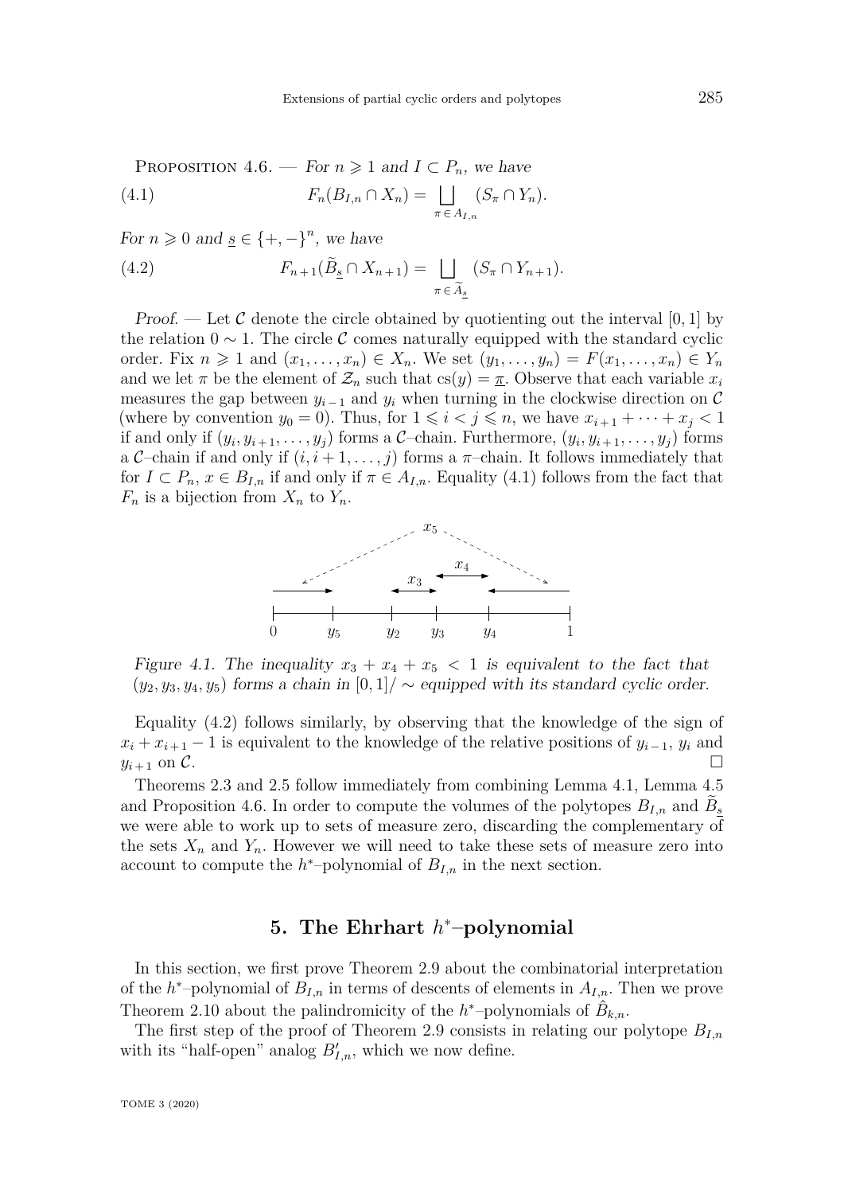Proposition 4.6. — *For $n \geqslant 1$ and $I \subset P_n$, we have*

$$F_n(B_{I,n} \cap X_n) = \bigsqcup_{\pi \in A_{I,n}} (S_\pi \cap Y_n). \tag{4.1}$$

*For $n \geqslant 0$ and $\underline{s} \in \{+,-\}^n$, we have*

$$F_{n+1}(\widetilde{B}_{\underline{s}} \cap X_{n+1}) = \bigsqcup_{\pi \in \widetilde{A}_{\underline{s}}} (S_\pi \cap Y_{n+1}). \tag{4.2}$$

*Proof.* — Let $\mathcal{C}$ denote the circle obtained by quotienting out the interval $[0,1]$ by the relation $0 \sim 1$. The circle $\mathcal{C}$ comes naturally equipped with the standard cyclic order. Fix $n \geqslant 1$ and $(x_1, \ldots, x_n) \in X_n$. We set $(y_1, \ldots, y_n) = F(x_1, \ldots, x_n) \in Y_n$ and we let $\pi$ be the element of $\mathcal{Z}_n$ such that $\mathrm{cs}(y) = \underline{\pi}$. Observe that each variable $x_i$ measures the gap between $y_{i-1}$ and $y_i$ when turning in the clockwise direction on $\mathcal{C}$ (where by convention $y_0 = 0$). Thus, for $1 \leqslant i < j \leqslant n$, we have $x_{i+1} + \cdots + x_j < 1$ if and only if $(y_i, y_{i+1}, \ldots, y_j)$ forms a $\mathcal{C}$–chain. Furthermore, $(y_i, y_{i+1}, \ldots, y_j)$ forms a $\mathcal{C}$–chain if and only if $(i, i+1, \ldots, j)$ forms a $\pi$–chain. It follows immediately that for $I \subset P_n$, $x \in B_{I,n}$ if and only if $\pi \in A_{I,n}$. Equality (4.1) follows from the fact that $F_n$ is a bijection from $X_n$ to $Y_n$.

Figure 4.1. *The inequality $x_3 + x_4 + x_5 < 1$ is equivalent to the fact that $(y_2, y_3, y_4, y_5)$ forms a chain in $[0,1]/\sim$ equipped with its standard cyclic order.*

Equality (4.2) follows similarly, by observing that the knowledge of the sign of $x_i + x_{i+1} - 1$ is equivalent to the knowledge of the relative positions of $y_{i-1}$, $y_i$ and $y_{i+1}$ on $\mathcal{C}$. □

Theorems 2.3 and 2.5 follow immediately from combining Lemma 4.1, Lemma 4.5 and Proposition 4.6. In order to compute the volumes of the polytopes $B_{I,n}$ and $\widetilde{B}_{\underline{s}}$ we were able to work up to sets of measure zero, discarding the complementary of the sets $X_n$ and $Y_n$. However we will need to take these sets of measure zero into account to compute the $h^*$–polynomial of $B_{I,n}$ in the next section.

## 5. The Ehrhart $h^*$–polynomial

In this section, we first prove Theorem 2.9 about the combinatorial interpretation of the $h^*$–polynomial of $B_{I,n}$ in terms of descents of elements in $A_{I,n}$. Then we prove Theorem 2.10 about the palindromicity of the $h^*$–polynomials of $\hat{B}_{k,n}$.

The first step of the proof of Theorem 2.9 consists in relating our polytope $B_{I,n}$ with its "half-open" analog $B'_{I,n}$, which we now define.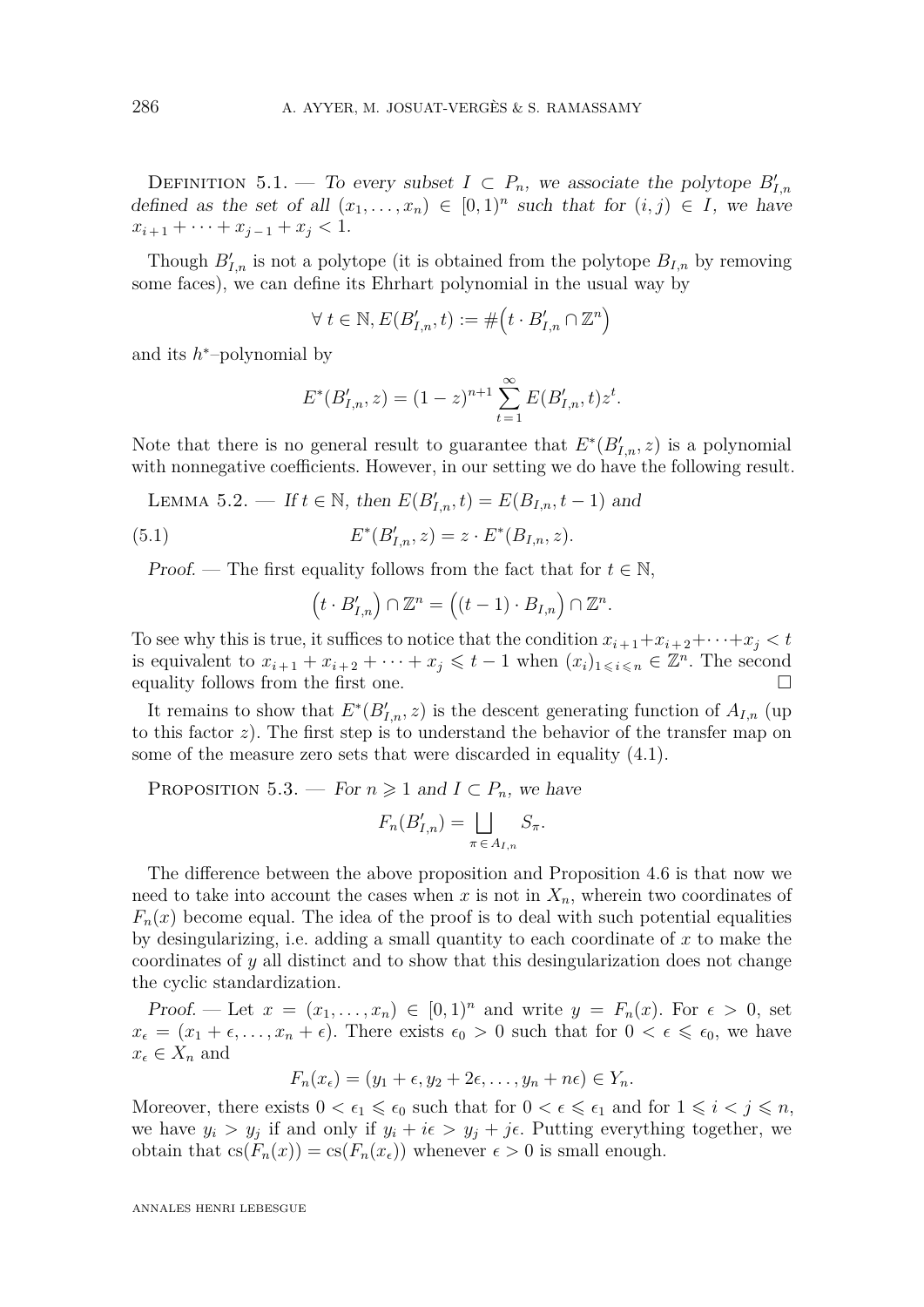DEFINITION 5.1. — *To every subset $I \subset P_n$, we associate the polytope $B'_{I,n}$ defined as the set of all $(x_1, \ldots, x_n) \in [0,1)^n$ such that for $(i,j) \in I$, we have $x_{i+1} + \cdots + x_{j-1} + x_j < 1$.*

Though $B'_{I,n}$ is not a polytope (it is obtained from the polytope $B_{I,n}$ by removing some faces), we can define its Ehrhart polynomial in the usual way by

$$\forall\, t \in \mathbb{N}, E(B'_{I,n}, t) := \#\Big(t \cdot B'_{I,n} \cap \mathbb{Z}^n\Big)$$

and its $h^*$–polynomial by

$$E^*(B'_{I,n}, z) = (1-z)^{n+1} \sum_{t=1}^{\infty} E(B'_{I,n}, t) z^t.$$

Note that there is no general result to guarantee that $E^*(B'_{I,n}, z)$ is a polynomial with nonnegative coefficients. However, in our setting we do have the following result.

LEMMA 5.2. — *If $t \in \mathbb{N}$, then $E(B'_{I,n}, t) = E(B_{I,n}, t-1)$ and*

$$E^*(B'_{I,n}, z) = z \cdot E^*(B_{I,n}, z). \tag{5.1}$$

*Proof.* — The first equality follows from the fact that for $t \in \mathbb{N}$,

$$\Big(t \cdot B'_{I,n}\Big) \cap \mathbb{Z}^n = \Big((t-1) \cdot B_{I,n}\Big) \cap \mathbb{Z}^n.$$

To see why this is true, it suffices to notice that the condition $x_{i+1} + x_{i+2} + \cdots + x_j < t$ is equivalent to $x_{i+1} + x_{i+2} + \cdots + x_j \leqslant t-1$ when $(x_i)_{1 \leqslant i \leqslant n} \in \mathbb{Z}^n$. The second equality follows from the first one. □

It remains to show that $E^*(B'_{I,n}, z)$ is the descent generating function of $A_{I,n}$ (up to this factor $z$). The first step is to understand the behavior of the transfer map on some of the measure zero sets that were discarded in equality (4.1).

PROPOSITION 5.3. — *For $n \geqslant 1$ and $I \subset P_n$, we have*

$$F_n(B'_{I,n}) = \bigsqcup_{\pi \in A_{I,n}} S_\pi.$$

The difference between the above proposition and Proposition 4.6 is that now we need to take into account the cases when $x$ is not in $X_n$, wherein two coordinates of $F_n(x)$ become equal. The idea of the proof is to deal with such potential equalities by desingularizing, i.e. adding a small quantity to each coordinate of $x$ to make the coordinates of $y$ all distinct and to show that this desingularization does not change the cyclic standardization.

*Proof.* — Let $x = (x_1, \ldots, x_n) \in [0,1)^n$ and write $y = F_n(x)$. For $\epsilon > 0$, set $x_\epsilon = (x_1 + \epsilon, \ldots, x_n + \epsilon)$. There exists $\epsilon_0 > 0$ such that for $0 < \epsilon \leqslant \epsilon_0$, we have $x_\epsilon \in X_n$ and

$$F_n(x_\epsilon) = (y_1 + \epsilon, y_2 + 2\epsilon, \ldots, y_n + n\epsilon) \in Y_n.$$

Moreover, there exists $0 < \epsilon_1 \leqslant \epsilon_0$ such that for $0 < \epsilon \leqslant \epsilon_1$ and for $1 \leqslant i < j \leqslant n$, we have $y_i > y_j$ if and only if $y_i + i\epsilon > y_j + j\epsilon$. Putting everything together, we obtain that $\mathrm{cs}(F_n(x)) = \mathrm{cs}(F_n(x_\epsilon))$ whenever $\epsilon > 0$ is small enough.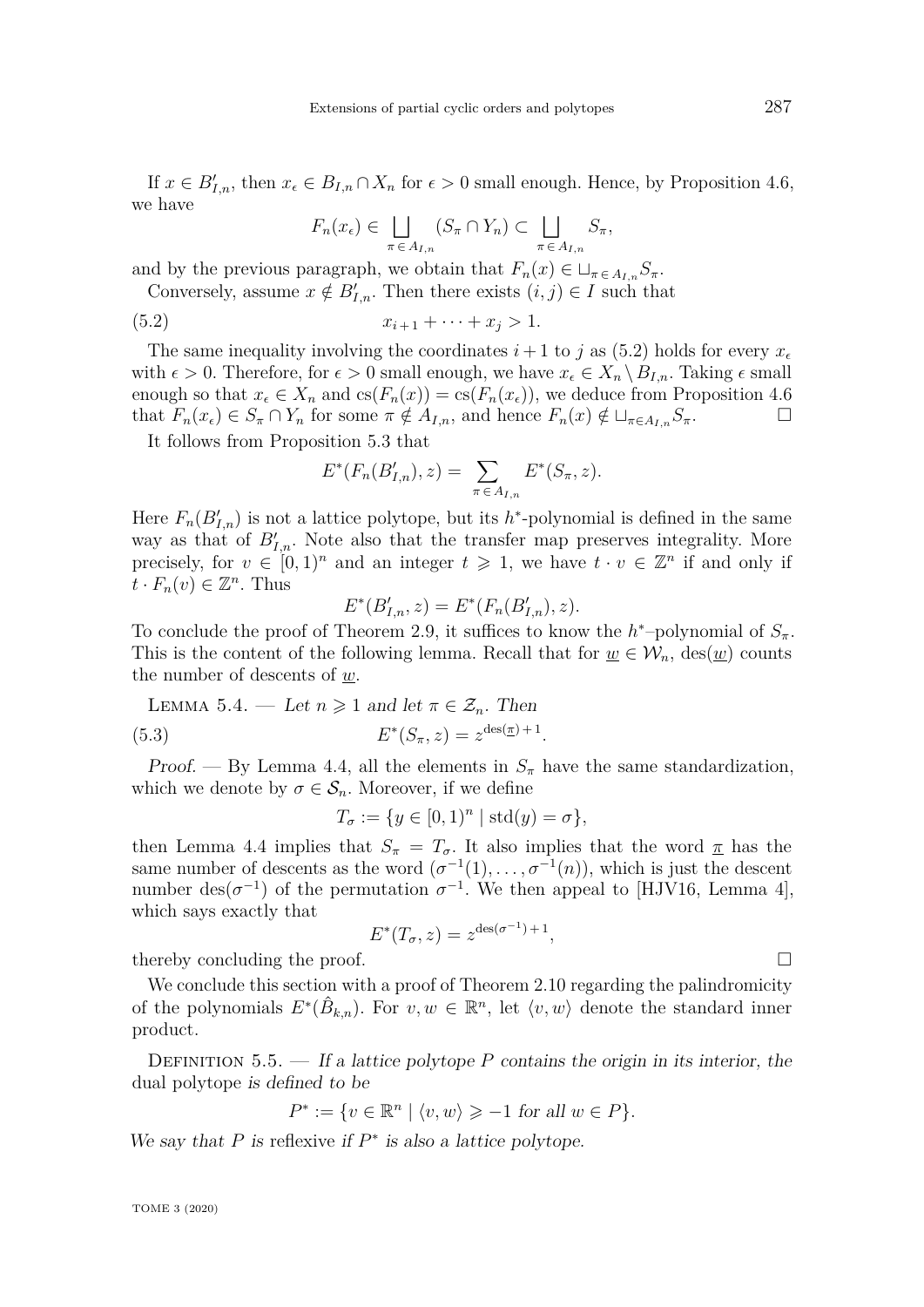If $x \in B'_{I,n}$, then $x_\epsilon \in B_{I,n} \cap X_n$ for $\epsilon > 0$ small enough. Hence, by Proposition 4.6, we have

$$F_n(x_\epsilon) \in \bigsqcup_{\pi \in A_{I,n}} (S_\pi \cap Y_n) \subset \bigsqcup_{\pi \in A_{I,n}} S_\pi,$$

and by the previous paragraph, we obtain that $F_n(x) \in \sqcup_{\pi \in A_{I,n}} S_\pi$.

Conversely, assume $x \notin B'_{I,n}$. Then there exists $(i,j) \in I$ such that

$$x_{i+1} + \cdots + x_j > 1. \tag{5.2}$$

The same inequality involving the coordinates $i+1$ to $j$ as (5.2) holds for every $x_\epsilon$ with $\epsilon > 0$. Therefore, for $\epsilon > 0$ small enough, we have $x_\epsilon \in X_n \setminus B_{I,n}$. Taking $\epsilon$ small enough so that $x_\epsilon \in X_n$ and $\mathrm{cs}(F_n(x)) = \mathrm{cs}(F_n(x_\epsilon))$, we deduce from Proposition 4.6 that $F_n(x_\epsilon) \in S_\pi \cap Y_n$ for some $\pi \notin A_{I,n}$, and hence $F_n(x) \notin \sqcup_{\pi \in A_{I,n}} S_\pi$. □

It follows from Proposition 5.3 that

$$E^*(F_n(B'_{I,n}), z) = \sum_{\pi \in A_{I,n}} E^*(S_\pi, z).$$

Here $F_n(B'_{I,n})$ is not a lattice polytope, but its $h^*$-polynomial is defined in the same way as that of $B'_{I,n}$. Note also that the transfer map preserves integrality. More precisely, for $v \in [0,1)^n$ and an integer $t \geqslant 1$, we have $t \cdot v \in \mathbb{Z}^n$ if and only if $t \cdot F_n(v) \in \mathbb{Z}^n$. Thus

$$E^*(B'_{I,n}, z) = E^*(F_n(B'_{I,n}), z).$$

To conclude the proof of Theorem 2.9, it suffices to know the $h^*$–polynomial of $S_\pi$. This is the content of the following lemma. Recall that for $\underline{w} \in \mathcal{W}_n$, $\mathrm{des}(\underline{w})$ counts the number of descents of $\underline{w}$.

Lemma 5.4. — *Let $n \geqslant 1$ and let $\pi \in \mathcal{Z}_n$. Then*

$$E^*(S_\pi, z) = z^{\mathrm{des}(\underline{\pi})+1}. \tag{5.3}$$

*Proof.* — By Lemma 4.4, all the elements in $S_\pi$ have the same standardization, which we denote by $\sigma \in \mathcal{S}_n$. Moreover, if we define

$$T_\sigma := \{y \in [0,1)^n \mid \mathrm{std}(y) = \sigma\},$$

then Lemma 4.4 implies that $S_\pi = T_\sigma$. It also implies that the word $\underline{\pi}$ has the same number of descents as the word $(\sigma^{-1}(1), \ldots, \sigma^{-1}(n))$, which is just the descent number $\mathrm{des}(\sigma^{-1})$ of the permutation $\sigma^{-1}$. We then appeal to [HJV16, Lemma 4], which says exactly that

$$E^*(T_\sigma, z) = z^{\mathrm{des}(\sigma^{-1})+1},$$

thereby concluding the proof. □

We conclude this section with a proof of Theorem 2.10 regarding the palindromicity of the polynomials $E^*(\hat{B}_{k,n})$. For $v, w \in \mathbb{R}^n$, let $\langle v, w \rangle$ denote the standard inner product.

Definition 5.5. — *If a lattice polytope $P$ contains the origin in its interior, the* dual polytope *is defined to be*

$$P^* := \{v \in \mathbb{R}^n \mid \langle v, w \rangle \geqslant -1 \text{ for all } w \in P\}.$$

*We say that $P$ is* reflexive *if $P^*$ is also a lattice polytope.*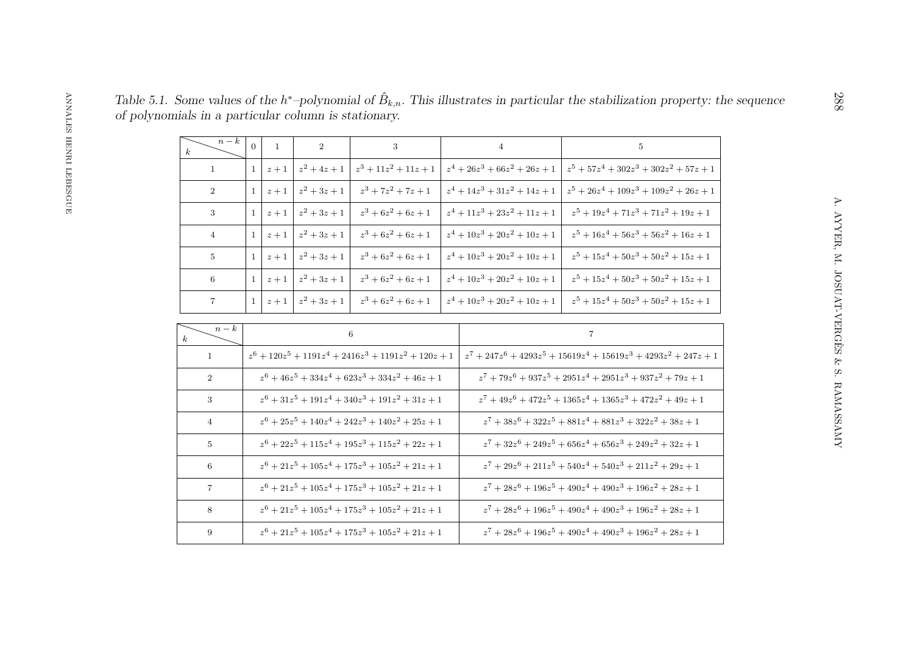*Table 5.1. Some values of the $h^*$–polynomial of $\hat{B}_{k,n}$. This illustrates in particular the stabilization property: the sequence of polynomials in a particular column is stationary.*

| $k$ \ $n-k$ | 0 | 1 | 2 | 3 | 4 | 5 |
|---|---|---|---|---|---|---|
| 1 | 1 | $z+1$ | $z^2+4z+1$ | $z^3+11z^2+11z+1$ | $z^4+26z^3+66z^2+26z+1$ | $z^5+57z^4+302z^3+302z^2+57z+1$ |
| 2 | 1 | $z+1$ | $z^2+3z+1$ | $z^3+7z^2+7z+1$ | $z^4+14z^3+31z^2+14z+1$ | $z^5+26z^4+109z^3+109z^2+26z+1$ |
| 3 | 1 | $z+1$ | $z^2+3z+1$ | $z^3+6z^2+6z+1$ | $z^4+11z^3+23z^2+11z+1$ | $z^5+19z^4+71z^3+71z^2+19z+1$ |
| 4 | 1 | $z+1$ | $z^2+3z+1$ | $z^3+6z^2+6z+1$ | $z^4+10z^3+20z^2+10z+1$ | $z^5+16z^4+56z^3+56z^2+16z+1$ |
| 5 | 1 | $z+1$ | $z^2+3z+1$ | $z^3+6z^2+6z+1$ | $z^4+10z^3+20z^2+10z+1$ | $z^5+15z^4+50z^3+50z^2+15z+1$ |
| 6 | 1 | $z+1$ | $z^2+3z+1$ | $z^3+6z^2+6z+1$ | $z^4+10z^3+20z^2+10z+1$ | $z^5+15z^4+50z^3+50z^2+15z+1$ |
| 7 | 1 | $z+1$ | $z^2+3z+1$ | $z^3+6z^2+6z+1$ | $z^4+10z^3+20z^2+10z+1$ | $z^5+15z^4+50z^3+50z^2+15z+1$ |

| $k$ \ $n-k$ | 6 | 7 |
|---|---|---|
| 1 | $z^6+120z^5+1191z^4+2416z^3+1191z^2+120z+1$ | $z^7+247z^6+4293z^5+15619z^4+15619z^3+4293z^2+247z+1$ |
| 2 | $z^6+46z^5+334z^4+623z^3+334z^2+46z+1$ | $z^7+79z^6+937z^5+2951z^4+2951z^3+937z^2+79z+1$ |
| 3 | $z^6+31z^5+191z^4+340z^3+191z^2+31z+1$ | $z^7+49z^6+472z^5+1365z^4+1365z^3+472z^2+49z+1$ |
| 4 | $z^6+25z^5+140z^4+242z^3+140z^2+25z+1$ | $z^7+38z^6+322z^5+881z^4+881z^3+322z^2+38z+1$ |
| 5 | $z^6+22z^5+115z^4+195z^3+115z^2+22z+1$ | $z^7+32z^6+249z^5+656z^4+656z^3+249z^2+32z+1$ |
| 6 | $z^6+21z^5+105z^4+175z^3+105z^2+21z+1$ | $z^7+29z^6+211z^5+540z^4+540z^3+211z^2+29z+1$ |
| 7 | $z^6+21z^5+105z^4+175z^3+105z^2+21z+1$ | $z^7+28z^6+196z^5+490z^4+490z^3+196z^2+28z+1$ |
| 8 | $z^6+21z^5+105z^4+175z^3+105z^2+21z+1$ | $z^7+28z^6+196z^5+490z^4+490z^3+196z^2+28z+1$ |
| 9 | $z^6+21z^5+105z^4+175z^3+105z^2+21z+1$ | $z^7+28z^6+196z^5+490z^4+490z^3+196z^2+28z+1$ |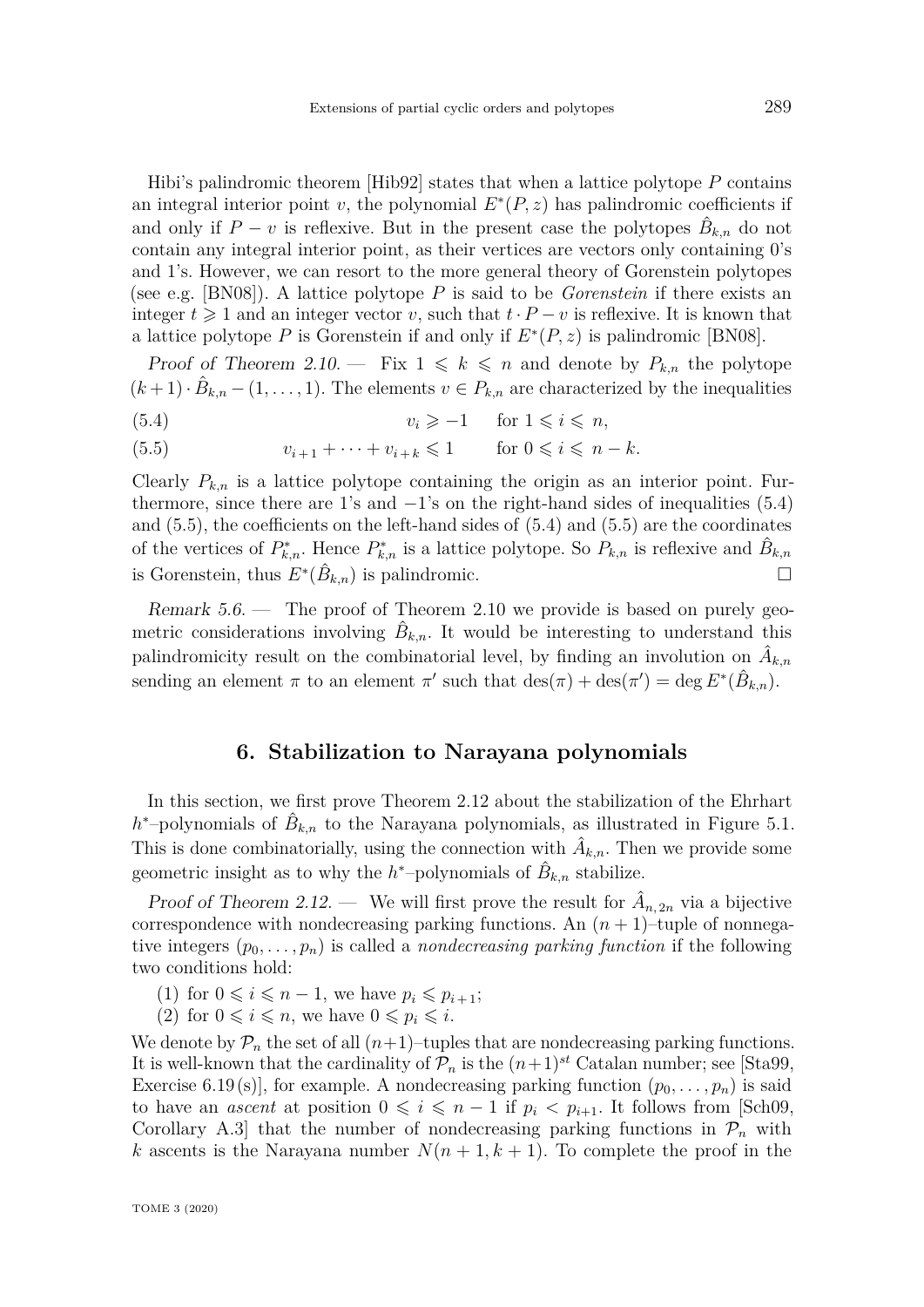Hibi's palindromic theorem [Hib92] states that when a lattice polytope $P$ contains an integral interior point $v$, the polynomial $E^*(P,z)$ has palindromic coefficients if and only if $P - v$ is reflexive. But in the present case the polytopes $\hat{B}_{k,n}$ do not contain any integral interior point, as their vertices are vectors only containing 0's and 1's. However, we can resort to the more general theory of Gorenstein polytopes (see e.g. [BN08]). A lattice polytope $P$ is said to be *Gorenstein* if there exists an integer $t \geqslant 1$ and an integer vector $v$, such that $t \cdot P - v$ is reflexive. It is known that a lattice polytope $P$ is Gorenstein if and only if $E^*(P,z)$ is palindromic [BN08].

*Proof of Theorem 2.10.* — Fix $1 \leqslant k \leqslant n$ and denote by $P_{k,n}$ the polytope $(k+1) \cdot \hat{B}_{k,n} - (1, \ldots, 1)$. The elements $v \in P_{k,n}$ are characterized by the inequalities

$$v_i \geqslant -1 \quad \text{for } 1 \leqslant i \leqslant n, \tag{5.4}$$

$$v_{i+1} + \cdots + v_{i+k} \leqslant 1 \quad \text{for } 0 \leqslant i \leqslant n-k. \tag{5.5}$$

Clearly $P_{k,n}$ is a lattice polytope containing the origin as an interior point. Furthermore, since there are 1's and $-1$'s on the right-hand sides of inequalities (5.4) and (5.5), the coefficients on the left-hand sides of (5.4) and (5.5) are the coordinates of the vertices of $P^*_{k,n}$. Hence $P^*_{k,n}$ is a lattice polytope. So $P_{k,n}$ is reflexive and $\hat{B}_{k,n}$ is Gorenstein, thus $E^*(\hat{B}_{k,n})$ is palindromic. □

*Remark 5.6.* — The proof of Theorem 2.10 we provide is based on purely geometric considerations involving $\hat{B}_{k,n}$. It would be interesting to understand this palindromicity result on the combinatorial level, by finding an involution on $\hat{A}_{k,n}$ sending an element $\pi$ to an element $\pi'$ such that $\operatorname{des}(\pi) + \operatorname{des}(\pi') = \deg E^*(\hat{B}_{k,n})$.

## 6. Stabilization to Narayana polynomials

In this section, we first prove Theorem 2.12 about the stabilization of the Ehrhart $h^*$–polynomials of $\hat{B}_{k,n}$ to the Narayana polynomials, as illustrated in Figure 5.1. This is done combinatorially, using the connection with $\hat{A}_{k,n}$. Then we provide some geometric insight as to why the $h^*$–polynomials of $\hat{B}_{k,n}$ stabilize.

*Proof of Theorem 2.12.* — We will first prove the result for $\hat{A}_{n,2n}$ via a bijective correspondence with nondecreasing parking functions. An $(n+1)$–tuple of nonnegative integers $(p_0, \ldots, p_n)$ is called a *nondecreasing parking function* if the following two conditions hold:

(1) for $0 \leqslant i \leqslant n-1$, we have $p_i \leqslant p_{i+1}$;
(2) for $0 \leqslant i \leqslant n$, we have $0 \leqslant p_i \leqslant i$.

We denote by $\mathcal{P}_n$ the set of all $(n+1)$–tuples that are nondecreasing parking functions. It is well-known that the cardinality of $\mathcal{P}_n$ is the $(n+1)^{st}$ Catalan number; see [Sta99, Exercise 6.19(s)], for example. A nondecreasing parking function $(p_0, \ldots, p_n)$ is said to have an *ascent* at position $0 \leqslant i \leqslant n-1$ if $p_i < p_{i+1}$. It follows from [Sch09, Corollary A.3] that the number of nondecreasing parking functions in $\mathcal{P}_n$ with $k$ ascents is the Narayana number $N(n+1, k+1)$. To complete the proof in the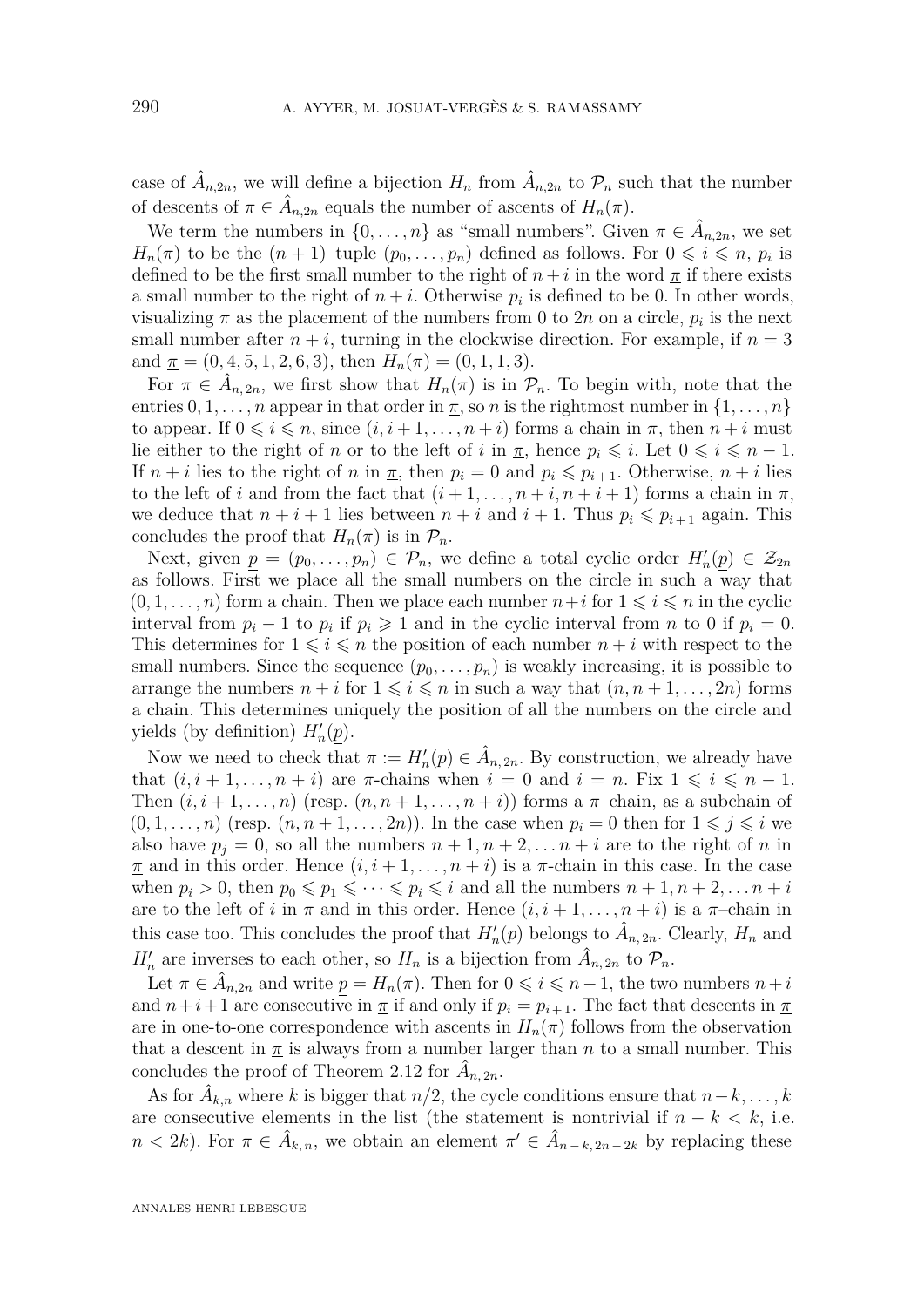case of $\hat{A}_{n,2n}$, we will define a bijection $H_n$ from $\hat{A}_{n,2n}$ to $\mathcal{P}_n$ such that the number of descents of $\pi \in \hat{A}_{n,2n}$ equals the number of ascents of $H_n(\pi)$.

We term the numbers in $\{0, \ldots, n\}$ as "small numbers". Given $\pi \in \hat{A}_{n,2n}$, we set $H_n(\pi)$ to be the $(n+1)$–tuple $(p_0, \ldots, p_n)$ defined as follows. For $0 \leqslant i \leqslant n$, $p_i$ is defined to be the first small number to the right of $n+i$ in the word $\underline{\pi}$ if there exists a small number to the right of $n+i$. Otherwise $p_i$ is defined to be 0. In other words, visualizing $\pi$ as the placement of the numbers from 0 to $2n$ on a circle, $p_i$ is the next small number after $n+i$, turning in the clockwise direction. For example, if $n = 3$ and $\underline{\pi} = (0, 4, 5, 1, 2, 6, 3)$, then $H_n(\pi) = (0, 1, 1, 3)$.

For $\pi \in \hat{A}_{n,2n}$, we first show that $H_n(\pi)$ is in $\mathcal{P}_n$. To begin with, note that the entries $0, 1, \ldots, n$ appear in that order in $\underline{\pi}$, so $n$ is the rightmost number in $\{1, \ldots, n\}$ to appear. If $0 \leqslant i \leqslant n$, since $(i, i+1, \ldots, n+i)$ forms a chain in $\pi$, then $n+i$ must lie either to the right of $n$ or to the left of $i$ in $\underline{\pi}$, hence $p_i \leqslant i$. Let $0 \leqslant i \leqslant n-1$. If $n+i$ lies to the right of $n$ in $\underline{\pi}$, then $p_i = 0$ and $p_i \leqslant p_{i+1}$. Otherwise, $n+i$ lies to the left of $i$ and from the fact that $(i+1, \ldots, n+i, n+i+1)$ forms a chain in $\pi$, we deduce that $n+i+1$ lies between $n+i$ and $i+1$. Thus $p_i \leqslant p_{i+1}$ again. This concludes the proof that $H_n(\pi)$ is in $\mathcal{P}_n$.

Next, given $\underline{p} = (p_0, \ldots, p_n) \in \mathcal{P}_n$, we define a total cyclic order $H'_n(\underline{p}) \in \mathcal{Z}_{2n}$ as follows. First we place all the small numbers on the circle in such a way that $(0, 1, \ldots, n)$ form a chain. Then we place each number $n+i$ for $1 \leqslant i \leqslant n$ in the cyclic interval from $p_i - 1$ to $p_i$ if $p_i \geqslant 1$ and in the cyclic interval from $n$ to 0 if $p_i = 0$. This determines for $1 \leqslant i \leqslant n$ the position of each number $n+i$ with respect to the small numbers. Since the sequence $(p_0, \ldots, p_n)$ is weakly increasing, it is possible to arrange the numbers $n+i$ for $1 \leqslant i \leqslant n$ in such a way that $(n, n+1, \ldots, 2n)$ forms a chain. This determines uniquely the position of all the numbers on the circle and yields (by definition) $H'_n(\underline{p})$.

Now we need to check that $\pi := H'_n(\underline{p}) \in \hat{A}_{n,2n}$. By construction, we already have that $(i, i+1, \ldots, n+i)$ are $\pi$-chains when $i = 0$ and $i = n$. Fix $1 \leqslant i \leqslant n-1$. Then $(i, i+1, \ldots, n)$ (resp. $(n, n+1, \ldots, n+i)$) forms a $\pi$–chain, as a subchain of $(0, 1, \ldots, n)$ (resp. $(n, n+1, \ldots, 2n)$). In the case when $p_i = 0$ then for $1 \leqslant j \leqslant i$ we also have $p_j = 0$, so all the numbers $n+1, n+2, \ldots n+i$ are to the right of $n$ in $\underline{\pi}$ and in this order. Hence $(i, i+1, \ldots, n+i)$ is a $\pi$-chain in this case. In the case when $p_i > 0$, then $p_0 \leqslant p_1 \leqslant \cdots \leqslant p_i \leqslant i$ and all the numbers $n+1, n+2, \ldots n+i$ are to the left of $i$ in $\underline{\pi}$ and in this order. Hence $(i, i+1, \ldots, n+i)$ is a $\pi$–chain in this case too. This concludes the proof that $H'_n(\underline{p})$ belongs to $\hat{A}_{n,2n}$. Clearly, $H_n$ and $H'_n$ are inverses to each other, so $H_n$ is a bijection from $\hat{A}_{n,2n}$ to $\mathcal{P}_n$.

Let $\pi \in \hat{A}_{n,2n}$ and write $\underline{p} = H_n(\pi)$. Then for $0 \leqslant i \leqslant n-1$, the two numbers $n+i$ and $n+i+1$ are consecutive in $\underline{\pi}$ if and only if $p_i = p_{i+1}$. The fact that descents in $\underline{\pi}$ are in one-to-one correspondence with ascents in $H_n(\pi)$ follows from the observation that a descent in $\underline{\pi}$ is always from a number larger than $n$ to a small number. This concludes the proof of Theorem 2.12 for $\hat{A}_{n,2n}$.

As for $\hat{A}_{k,n}$ where $k$ is bigger that $n/2$, the cycle conditions ensure that $n-k, \ldots, k$ are consecutive elements in the list (the statement is nontrivial if $n-k < k$, i.e. $n < 2k$). For $\pi \in \hat{A}_{k,n}$, we obtain an element $\pi' \in \hat{A}_{n-k,2n-2k}$ by replacing these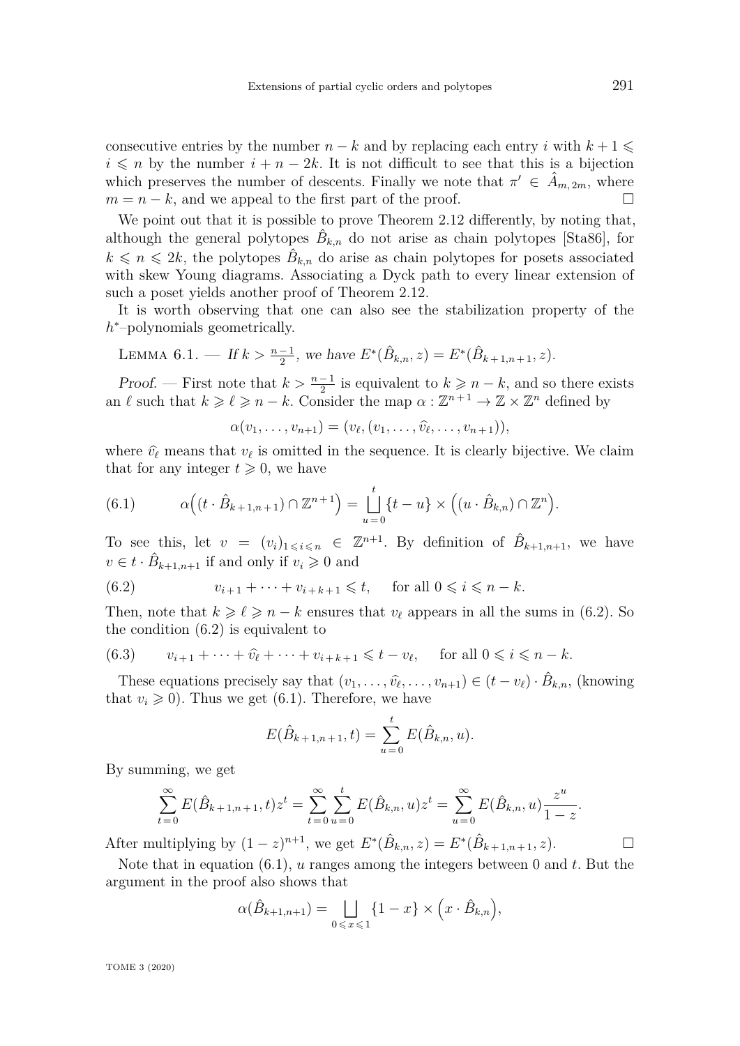consecutive entries by the number $n-k$ and by replacing each entry $i$ with $k+1 \leqslant i \leqslant n$ by the number $i+n-2k$. It is not difficult to see that this is a bijection which preserves the number of descents. Finally we note that $\pi' \in \hat{A}_{m,2m}$, where $m = n-k$, and we appeal to the first part of the proof. □

We point out that it is possible to prove Theorem 2.12 differently, by noting that, although the general polytopes $\hat{B}_{k,n}$ do not arise as chain polytopes [Sta86], for $k \leqslant n \leqslant 2k$, the polytopes $\hat{B}_{k,n}$ do arise as chain polytopes for posets associated with skew Young diagrams. Associating a Dyck path to every linear extension of such a poset yields another proof of Theorem 2.12.

It is worth observing that one can also see the stabilization property of the $h^*$–polynomials geometrically.

Lemma 6.1. — *If $k > \frac{n-1}{2}$, we have $E^*(\hat{B}_{k,n}, z) = E^*(\hat{B}_{k+1,n+1}, z)$.*

*Proof.* — First note that $k > \frac{n-1}{2}$ is equivalent to $k \geqslant n-k$, and so there exists an $\ell$ such that $k \geqslant \ell \geqslant n-k$. Consider the map $\alpha : \mathbb{Z}^{n+1} \to \mathbb{Z} \times \mathbb{Z}^n$ defined by

$$\alpha(v_1, \ldots, v_{n+1}) = (v_\ell, (v_1, \ldots, \widehat{v_\ell}, \ldots, v_{n+1})),$$

where $\widehat{v_\ell}$ means that $v_\ell$ is omitted in the sequence. It is clearly bijective. We claim that for any integer $t \geqslant 0$, we have

$$\alpha\Big((t \cdot \hat{B}_{k+1,n+1}) \cap \mathbb{Z}^{n+1}\Big) = \bigsqcup_{u=0}^{t} \{t-u\} \times \Big((u \cdot \hat{B}_{k,n}) \cap \mathbb{Z}^n\Big). \tag{6.1}$$

To see this, let $v = (v_i)_{1 \leqslant i \leqslant n} \in \mathbb{Z}^{n+1}$. By definition of $\hat{B}_{k+1,n+1}$, we have $v \in t \cdot \hat{B}_{k+1,n+1}$ if and only if $v_i \geqslant 0$ and

$$v_{i+1} + \cdots + v_{i+k+1} \leqslant t, \quad \text{ for all } 0 \leqslant i \leqslant n-k. \tag{6.2}$$

Then, note that $k \geqslant \ell \geqslant n-k$ ensures that $v_\ell$ appears in all the sums in (6.2). So the condition (6.2) is equivalent to

$$v_{i+1} + \cdots + \widehat{v_\ell} + \cdots + v_{i+k+1} \leqslant t - v_\ell, \quad \text{ for all } 0 \leqslant i \leqslant n-k. \tag{6.3}$$

These equations precisely say that $(v_1, \ldots, \widehat{v_\ell}, \ldots, v_{n+1}) \in (t - v_\ell) \cdot \hat{B}_{k,n}$, (knowing that $v_i \geqslant 0$). Thus we get (6.1). Therefore, we have

$$E(\hat{B}_{k+1,n+1}, t) = \sum_{u=0}^{t} E(\hat{B}_{k,n}, u).$$

By summing, we get

$$\sum_{t=0}^{\infty} E(\hat{B}_{k+1,n+1}, t) z^t = \sum_{t=0}^{\infty} \sum_{u=0}^{t} E(\hat{B}_{k,n}, u) z^t = \sum_{u=0}^{\infty} E(\hat{B}_{k,n}, u) \frac{z^u}{1-z}.$$

After multiplying by $(1-z)^{n+1}$, we get $E^*(\hat{B}_{k,n}, z) = E^*(\hat{B}_{k+1,n+1}, z)$. □

Note that in equation (6.1), $u$ ranges among the integers between 0 and $t$. But the argument in the proof also shows that

$$\alpha(\hat{B}_{k+1,n+1}) = \bigsqcup_{0 \leqslant x \leqslant 1} \{1-x\} \times \Big(x \cdot \hat{B}_{k,n}\Big),$$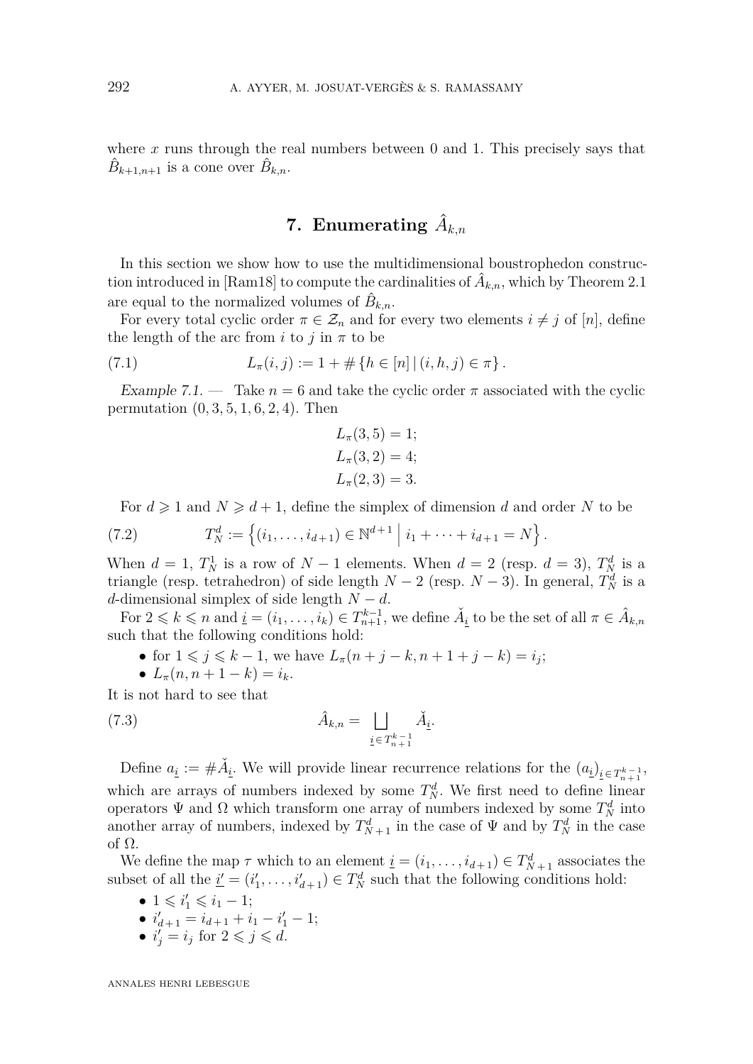where $x$ runs through the real numbers between 0 and 1. This precisely says that $\hat{B}_{k+1,n+1}$ is a cone over $\hat{B}_{k,n}$.

## 7. Enumerating $\hat{A}_{k,n}$

In this section we show how to use the multidimensional boustrophedon construction introduced in [Ram18] to compute the cardinalities of $\hat{A}_{k,n}$, which by Theorem 2.1 are equal to the normalized volumes of $\hat{B}_{k,n}$.

For every total cyclic order $\pi \in \mathcal{Z}_n$ and for every two elements $i \neq j$ of $[n]$, define the length of the arc from $i$ to $j$ in $\pi$ to be

$$L_\pi(i,j) := 1 + \#\{h \in [n] \,|\, (i,h,j) \in \pi\}. \tag{7.1}$$

*Example 7.1.* — Take $n = 6$ and take the cyclic order $\pi$ associated with the cyclic permutation $(0, 3, 5, 1, 6, 2, 4)$. Then

$$L_\pi(3,5) = 1;$$
$$L_\pi(3,2) = 4;$$
$$L_\pi(2,3) = 3.$$

For $d \geqslant 1$ and $N \geqslant d+1$, define the simplex of dimension $d$ and order $N$ to be

$$T_N^d := \left\{(i_1, \ldots, i_{d+1}) \in \mathbb{N}^{d+1} \,\middle|\, i_1 + \cdots + i_{d+1} = N\right\}. \tag{7.2}$$

When $d = 1$, $T_N^1$ is a row of $N-1$ elements. When $d = 2$ (resp. $d = 3$), $T_N^d$ is a triangle (resp. tetrahedron) of side length $N-2$ (resp. $N-3$). In general, $T_N^d$ is a $d$-dimensional simplex of side length $N-d$.

For $2 \leqslant k \leqslant n$ and $\underline{i} = (i_1, \ldots, i_k) \in T_{n+1}^{k-1}$, we define $\check{A}_{\underline{i}}$ to be the set of all $\pi \in \hat{A}_{k,n}$ such that the following conditions hold:

- for $1 \leqslant j \leqslant k-1$, we have $L_\pi(n+j-k, n+1+j-k) = i_j$;
- $L_\pi(n, n+1-k) = i_k$.

It is not hard to see that

$$\hat{A}_{k,n} = \bigsqcup_{\underline{i} \in T_{n+1}^{k-1}} \check{A}_{\underline{i}}. \tag{7.3}$$

Define $a_{\underline{i}} := \#\check{A}_{\underline{i}}$. We will provide linear recurrence relations for the $(a_{\underline{i}})_{\underline{i} \in T_{n+1}^{k-1}}$, which are arrays of numbers indexed by some $T_N^d$. We first need to define linear operators $\Psi$ and $\Omega$ which transform one array of numbers indexed by some $T_N^d$ into another array of numbers, indexed by $T_{N+1}^d$ in the case of $\Psi$ and by $T_N^d$ in the case of $\Omega$.

We define the map $\tau$ which to an element $\underline{i} = (i_1, \ldots, i_{d+1}) \in T_{N+1}^d$ associates the subset of all the $\underline{i'} = (i'_1, \ldots, i'_{d+1}) \in T_N^d$ such that the following conditions hold:

- $1 \leqslant i'_1 \leqslant i_1 - 1$;
- $i'_{d+1} = i_{d+1} + i_1 - i'_1 - 1$;
- $i'_j = i_j$ for $2 \leqslant j \leqslant d$.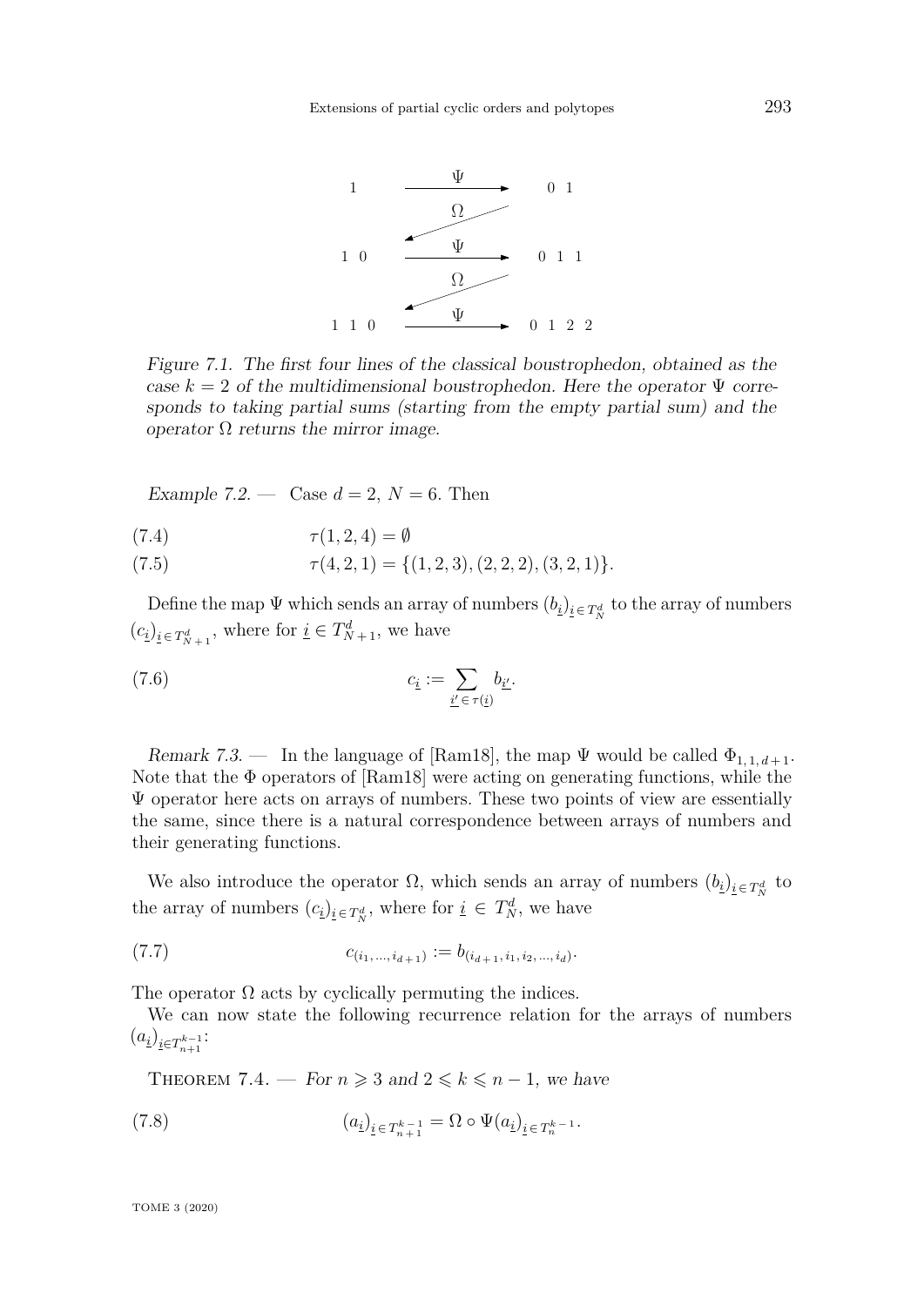$$
\begin{array}{ccc}
1 & \xrightarrow{\Psi} & 0\ 1 \\
 & \swarrow \Omega & \\
1\ 0 & \xrightarrow{\Psi} & 0\ 1\ 1 \\
 & \swarrow \Omega & \\
1\ 1\ 0 & \xrightarrow{\Psi} & 0\ 1\ 2\ 2
\end{array}
$$

*Figure 7.1. The first four lines of the classical boustrophedon, obtained as the case $k = 2$ of the multidimensional boustrophedon. Here the operator $\Psi$ corresponds to taking partial sums (starting from the empty partial sum) and the operator $\Omega$ returns the mirror image.*

*Example 7.2.* — Case $d = 2$, $N = 6$. Then

$$\tau(1, 2, 4) = \emptyset \tag{7.4}$$

$$\tau(4, 2, 1) = \{(1, 2, 3), (2, 2, 2), (3, 2, 1)\}. \tag{7.5}$$

Define the map $\Psi$ which sends an array of numbers $(b_{\underline{i}})_{\underline{i} \in T_N^d}$ to the array of numbers $(c_{\underline{i}})_{\underline{i} \in T_{N+1}^d}$, where for $\underline{i} \in T_{N+1}^d$, we have

$$c_{\underline{i}} := \sum_{\underline{i'} \in \tau(\underline{i})} b_{\underline{i'}}. \tag{7.6}$$

*Remark 7.3.* — In the language of [Ram18], the map $\Psi$ would be called $\Phi_{1,1,d+1}$. Note that the $\Phi$ operators of [Ram18] were acting on generating functions, while the $\Psi$ operator here acts on arrays of numbers. These two points of view are essentially the same, since there is a natural correspondence between arrays of numbers and their generating functions.

We also introduce the operator $\Omega$, which sends an array of numbers $(b_{\underline{i}})_{\underline{i} \in T_N^d}$ to the array of numbers $(c_{\underline{i}})_{\underline{i} \in T_N^d}$, where for $\underline{i} \in T_N^d$, we have

$$c_{(i_1, \ldots, i_{d+1})} := b_{(i_{d+1}, i_1, i_2, \ldots, i_d)}. \tag{7.7}$$

The operator $\Omega$ acts by cyclically permuting the indices.

We can now state the following recurrence relation for the arrays of numbers $(a_{\underline{i}})_{\underline{i} \in T_{n+1}^{k-1}}$:

**Theorem 7.4.** — *For $n \geqslant 3$ and $2 \leqslant k \leqslant n - 1$, we have*

$$(a_{\underline{i}})_{\underline{i} \in T_{n+1}^{k-1}} = \Omega \circ \Psi (a_{\underline{i}})_{\underline{i} \in T_n^{k-1}}. \tag{7.8}$$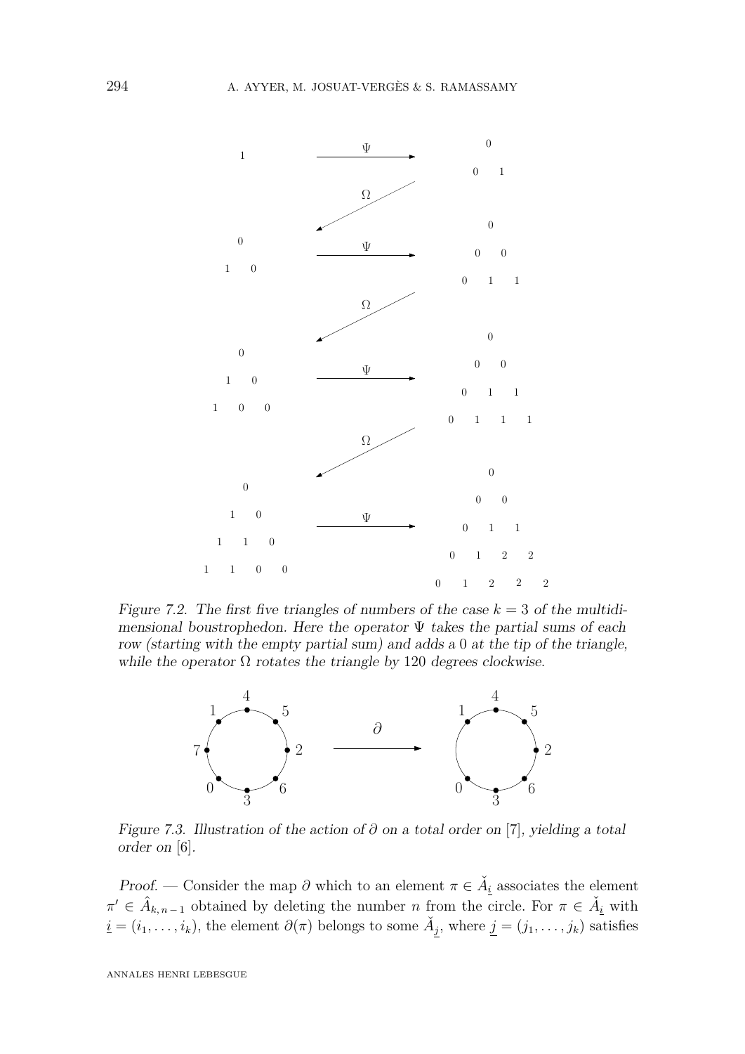Figure 7.2. The first five triangles of numbers of the case $k = 3$ of the multidimensional boustrophedon. Here the operator $\Psi$ takes the partial sums of each row (starting with the empty partial sum) and adds a 0 at the tip of the triangle, while the operator $\Omega$ rotates the triangle by 120 degrees clockwise.

Figure 7.3. Illustration of the action of $\partial$ on a total order on $[7]$, yielding a total order on $[6]$.

*Proof.* — Consider the map $\partial$ which to an element $\pi \in \check{A}_{\underline{i}}$ associates the element $\pi' \in \hat{A}_{k,n-1}$ obtained by deleting the number $n$ from the circle. For $\pi \in \check{A}_{\underline{i}}$ with $\underline{i} = (i_1, \ldots, i_k)$, the element $\partial(\pi)$ belongs to some $\check{A}_{\underline{j}}$, where $\underline{j} = (j_1, \ldots, j_k)$ satisfies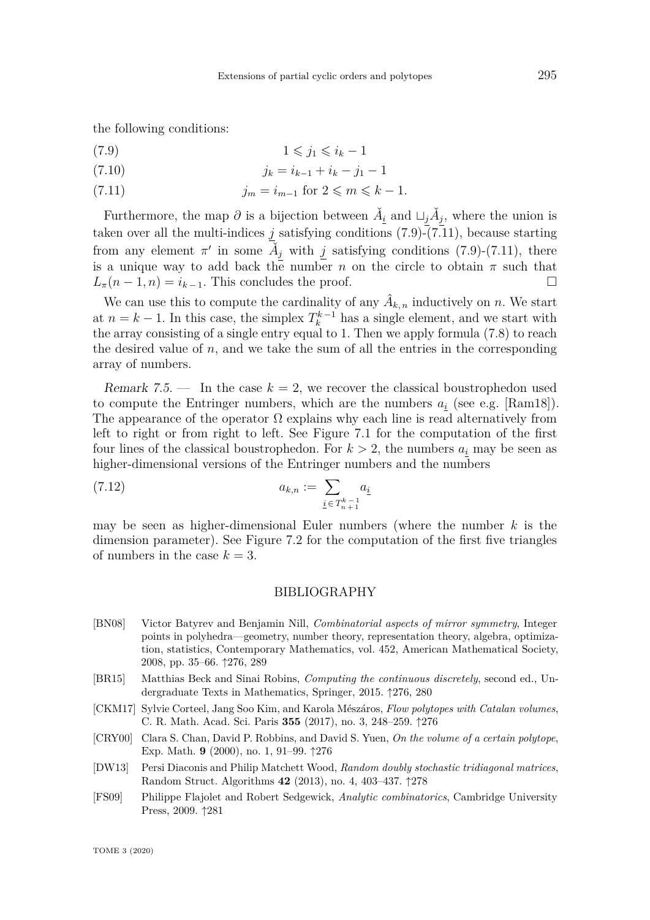the following conditions:

$$1 \leqslant j_1 \leqslant i_k - 1 \tag{7.9}$$

$$j_k = i_{k-1} + i_k - j_1 - 1 \tag{7.10}$$

$$j_m = i_{m-1} \text{ for } 2 \leqslant m \leqslant k-1. \tag{7.11}$$

Furthermore, the map $\partial$ is a bijection between $\check{A}_{\underline{i}}$ and $\sqcup_{\underline{j}} \check{A}_{\underline{j}}$, where the union is taken over all the multi-indices $\underline{j}$ satisfying conditions (7.9)-(7.11), because starting from any element $\pi'$ in some $\check{A}_{\underline{j}}$ with $\underline{j}$ satisfying conditions (7.9)-(7.11), there is a unique way to add back the number $n$ on the circle to obtain $\pi$ such that $L_\pi(n-1, n) = i_{k-1}$. This concludes the proof. □

We can use this to compute the cardinality of any $\hat{A}_{k,n}$ inductively on $n$. We start at $n = k-1$. In this case, the simplex $T_k^{k-1}$ has a single element, and we start with the array consisting of a single entry equal to 1. Then we apply formula (7.8) to reach the desired value of $n$, and we take the sum of all the entries in the corresponding array of numbers.

*Remark 7.5.* — In the case $k = 2$, we recover the classical boustrophedon used to compute the Entringer numbers, which are the numbers $a_{\underline{i}}$ (see e.g. [Ram18]). The appearance of the operator $\Omega$ explains why each line is read alternatively from left to right or from right to left. See Figure 7.1 for the computation of the first four lines of the classical boustrophedon. For $k > 2$, the numbers $a_{\underline{i}}$ may be seen as higher-dimensional versions of the Entringer numbers and the numbers

$$a_{k,n} := \sum_{\underline{i} \in T_{n+1}^{k-1}} a_{\underline{i}} \tag{7.12}$$

may be seen as higher-dimensional Euler numbers (where the number $k$ is the dimension parameter). See Figure 7.2 for the computation of the first five triangles of numbers in the case $k = 3$.

## BIBLIOGRAPHY

[BN08] Victor Batyrev and Benjamin Nill, *Combinatorial aspects of mirror symmetry*, Integer points in polyhedra—geometry, number theory, representation theory, algebra, optimization, statistics, Contemporary Mathematics, vol. 452, American Mathematical Society, 2008, pp. 35–66. ↑276, 289

[BR15] Matthias Beck and Sinai Robins, *Computing the continuous discretely*, second ed., Undergraduate Texts in Mathematics, Springer, 2015. ↑276, 280

[CKM17] Sylvie Corteel, Jang Soo Kim, and Karola Mészáros, *Flow polytopes with Catalan volumes*, C. R. Math. Acad. Sci. Paris **355** (2017), no. 3, 248–259. ↑276

[CRY00] Clara S. Chan, David P. Robbins, and David S. Yuen, *On the volume of a certain polytope*, Exp. Math. **9** (2000), no. 1, 91–99. ↑276

[DW13] Persi Diaconis and Philip Matchett Wood, *Random doubly stochastic tridiagonal matrices*, Random Struct. Algorithms **42** (2013), no. 4, 403–437. ↑278

[FS09] Philippe Flajolet and Robert Sedgewick, *Analytic combinatorics*, Cambridge University Press, 2009. ↑281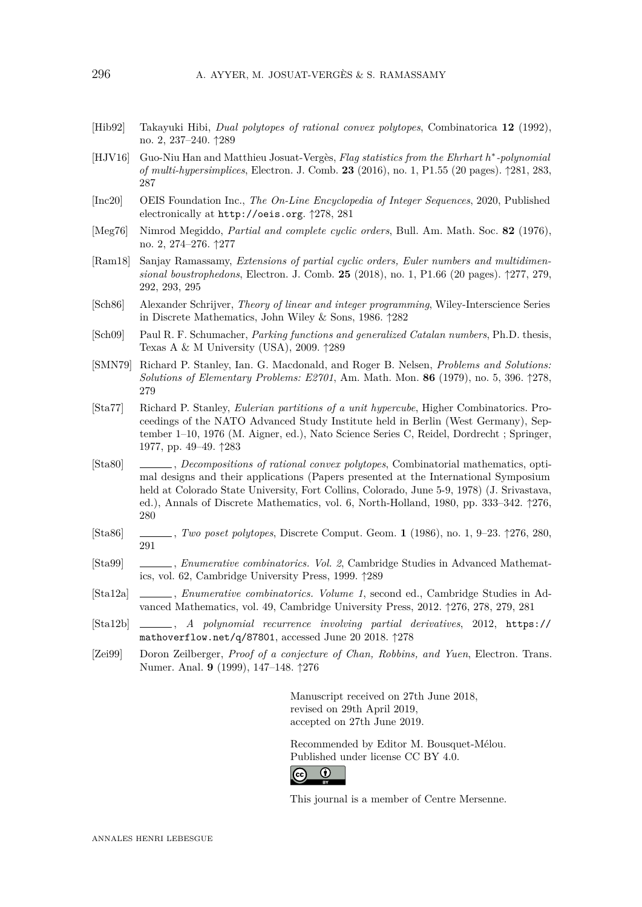[Hib92] Takayuki Hibi, *Dual polytopes of rational convex polytopes*, Combinatorica **12** (1992), no. 2, 237–240. ↑289

[HJV16] Guo-Niu Han and Matthieu Josuat-Vergès, *Flag statistics from the Ehrhart $h^*$-polynomial of multi-hypersimplices*, Electron. J. Comb. **23** (2016), no. 1, P1.55 (20 pages). ↑281, 283, 287

[Inc20] OEIS Foundation Inc., *The On-Line Encyclopedia of Integer Sequences*, 2020, Published electronically at `http://oeis.org`. ↑278, 281

[Meg76] Nimrod Megiddo, *Partial and complete cyclic orders*, Bull. Am. Math. Soc. **82** (1976), no. 2, 274–276. ↑277

[Ram18] Sanjay Ramassamy, *Extensions of partial cyclic orders, Euler numbers and multidimensional boustrophedons*, Electron. J. Comb. **25** (2018), no. 1, P1.66 (20 pages). ↑277, 279, 292, 293, 295

[Sch86] Alexander Schrijver, *Theory of linear and integer programming*, Wiley-Interscience Series in Discrete Mathematics, John Wiley & Sons, 1986. ↑282

[Sch09] Paul R. F. Schumacher, *Parking functions and generalized Catalan numbers*, Ph.D. thesis, Texas A & M University (USA), 2009. ↑289

[SMN79] Richard P. Stanley, Ian. G. Macdonald, and Roger B. Nelsen, *Problems and Solutions: Solutions of Elementary Problems: E2701*, Am. Math. Mon. **86** (1979), no. 5, 396. ↑278, 279

[Sta77] Richard P. Stanley, *Eulerian partitions of a unit hypercube*, Higher Combinatorics. Proceedings of the NATO Advanced Study Institute held in Berlin (West Germany), September 1–10, 1976 (M. Aigner, ed.), Nato Science Series C, Reidel, Dordrecht ; Springer, 1977, pp. 49–49. ↑283

[Sta80] ______, *Decompositions of rational convex polytopes*, Combinatorial mathematics, optimal designs and their applications (Papers presented at the International Symposium held at Colorado State University, Fort Collins, Colorado, June 5-9, 1978) (J. Srivastava, ed.), Annals of Discrete Mathematics, vol. 6, North-Holland, 1980, pp. 333–342. ↑276, 280

[Sta86] ______, *Two poset polytopes*, Discrete Comput. Geom. **1** (1986), no. 1, 9–23. ↑276, 280, 291

[Sta99] ______, *Enumerative combinatorics. Vol. 2*, Cambridge Studies in Advanced Mathematics, vol. 62, Cambridge University Press, 1999. ↑289

[Sta12a] ______, *Enumerative combinatorics. Volume 1*, second ed., Cambridge Studies in Advanced Mathematics, vol. 49, Cambridge University Press, 2012. ↑276, 278, 279, 281

[Sta12b] ______, *A polynomial recurrence involving partial derivatives*, 2012, `https://mathoverflow.net/q/87801`, accessed June 20 2018. ↑278

[Zei99] Doron Zeilberger, *Proof of a conjecture of Chan, Robbins, and Yuen*, Electron. Trans. Numer. Anal. **9** (1999), 147–148. ↑276

Manuscript received on 27th June 2018,
revised on 29th April 2019,
accepted on 27th June 2019.

Recommended by Editor M. Bousquet-Mélou.
Published under license CC BY 4.0.

This journal is a member of Centre Mersenne.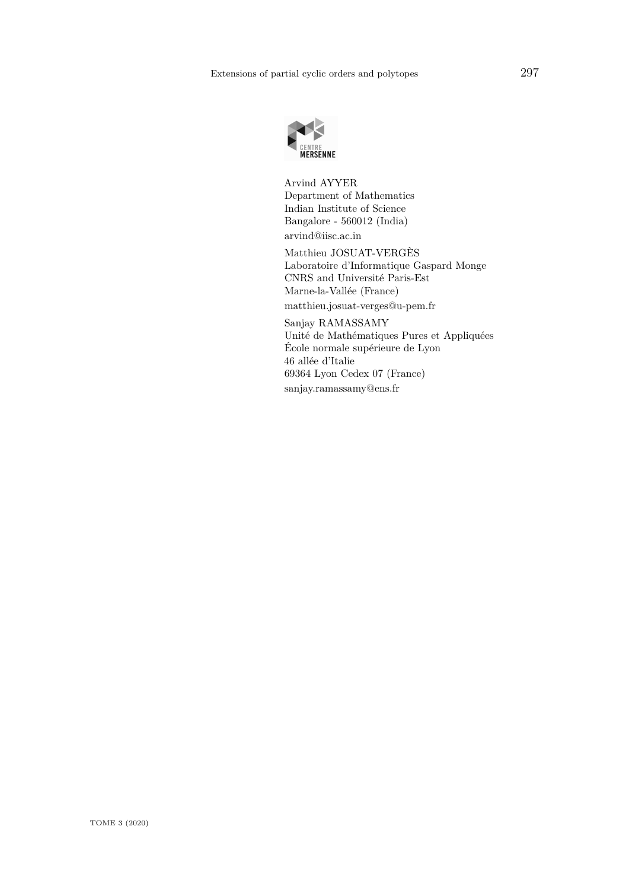Arvind AYYER
Department of Mathematics
Indian Institute of Science
Bangalore - 560012 (India)
arvind@iisc.ac.in

Matthieu JOSUAT-VERGÈS
Laboratoire d'Informatique Gaspard Monge
CNRS and Université Paris-Est
Marne-la-Vallée (France)
matthieu.josuat-verges@u-pem.fr

Sanjay RAMASSAMY
Unité de Mathématiques Pures et Appliquées
École normale supérieure de Lyon
46 allée d'Italie
69364 Lyon Cedex 07 (France)
sanjay.ramassamy@ens.fr